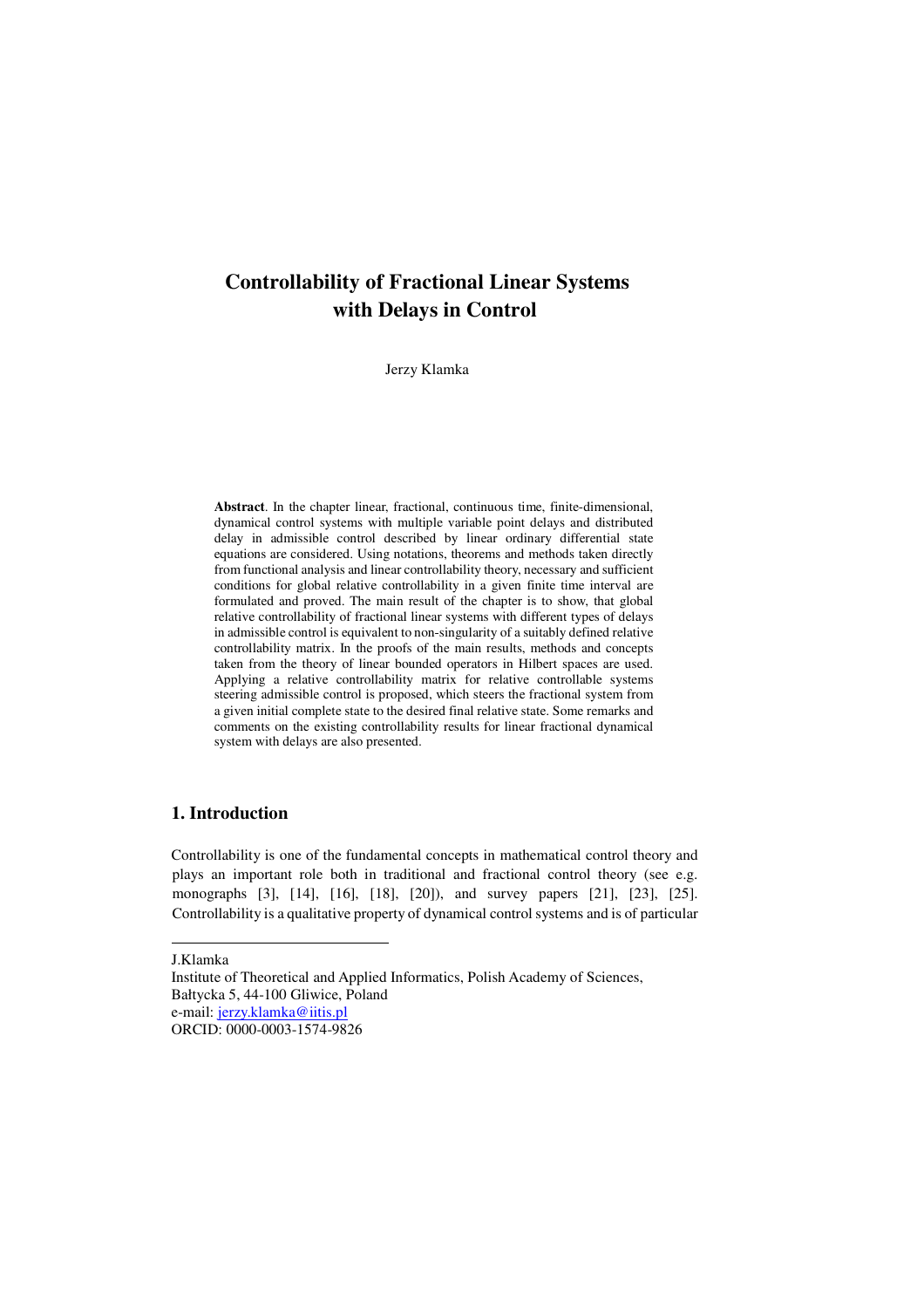# Controllability of Fractional Linear Systems with Delays in Control

Jerzy Klamka

**Abstract**. In the chapter linear, fractional, continuous time, finite-dimensional, dynamical control systems with multiple variable point delays and distributed delay in admissible control described by linear ordinary differential state equations are considered. Using notations, theorems and methods taken directly from functional analysis and linear controllability theory, necessary and sufficient conditions for global relative controllability in a given finite time interval are formulated and proved. The main result of the chapter is to show, that global relative controllability of fractional linear systems with different types of delays in admissible control is equivalent to non-singularity of a suitably defined relative controllability matrix. In the proofs of the main results, methods and concepts taken from the theory of linear bounded operators in Hilbert spaces are used. Applying a relative controllability matrix for relative controllable systems steering admissible control is proposed, which steers the fractional system from a given initial complete state to the desired final relative state. Some remarks and comments on the existing controllability results for linear fractional dynamical system with delays are also presented.

## 1. Introduction

Controllability is one of the fundamental concepts in mathematical control theory and plays an important role both in traditional and fractional control theory (see e.g. monographs [3], [14], [16], [18], [20]), and survey papers [21], [23], [25]. Controllability is a qualitative property of dynamical control systems and is of particular

---

J.Klamka
Institute of Theoretical and Applied Informatics, Polish Academy of Sciences,
Bałtycka 5, 44-100 Gliwice, Poland
e-mail: jerzy.klamka@iitis.pl
ORCID: 0000-0003-1574-9826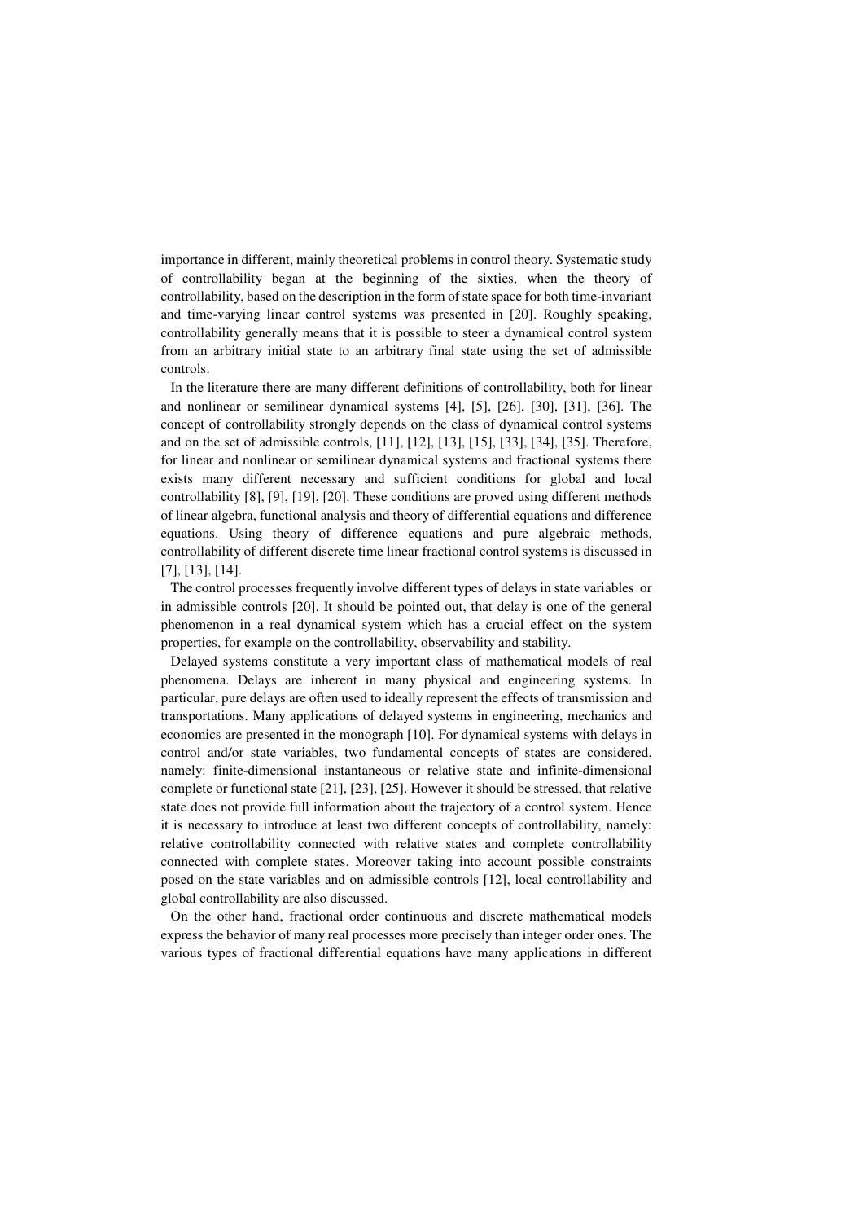importance in different, mainly theoretical problems in control theory. Systematic study of controllability began at the beginning of the sixties, when the theory of controllability, based on the description in the form of state space for both time-invariant and time-varying linear control systems was presented in [20]. Roughly speaking, controllability generally means that it is possible to steer a dynamical control system from an arbitrary initial state to an arbitrary final state using the set of admissible controls.

In the literature there are many different definitions of controllability, both for linear and nonlinear or semilinear dynamical systems [4], [5], [26], [30], [31], [36]. The concept of controllability strongly depends on the class of dynamical control systems and on the set of admissible controls, [11], [12], [13], [15], [33], [34], [35]. Therefore, for linear and nonlinear or semilinear dynamical systems and fractional systems there exists many different necessary and sufficient conditions for global and local controllability [8], [9], [19], [20]. These conditions are proved using different methods of linear algebra, functional analysis and theory of differential equations and difference equations. Using theory of difference equations and pure algebraic methods, controllability of different discrete time linear fractional control systems is discussed in [7], [13], [14].

The control processes frequently involve different types of delays in state variables or in admissible controls [20]. It should be pointed out, that delay is one of the general phenomenon in a real dynamical system which has a crucial effect on the system properties, for example on the controllability, observability and stability.

Delayed systems constitute a very important class of mathematical models of real phenomena. Delays are inherent in many physical and engineering systems. In particular, pure delays are often used to ideally represent the effects of transmission and transportations. Many applications of delayed systems in engineering, mechanics and economics are presented in the monograph [10]. For dynamical systems with delays in control and/or state variables, two fundamental concepts of states are considered, namely: finite-dimensional instantaneous or relative state and infinite-dimensional complete or functional state [21], [23], [25]. However it should be stressed, that relative state does not provide full information about the trajectory of a control system. Hence it is necessary to introduce at least two different concepts of controllability, namely: relative controllability connected with relative states and complete controllability connected with complete states. Moreover taking into account possible constraints posed on the state variables and on admissible controls [12], local controllability and global controllability are also discussed.

On the other hand, fractional order continuous and discrete mathematical models express the behavior of many real processes more precisely than integer order ones. The various types of fractional differential equations have many applications in different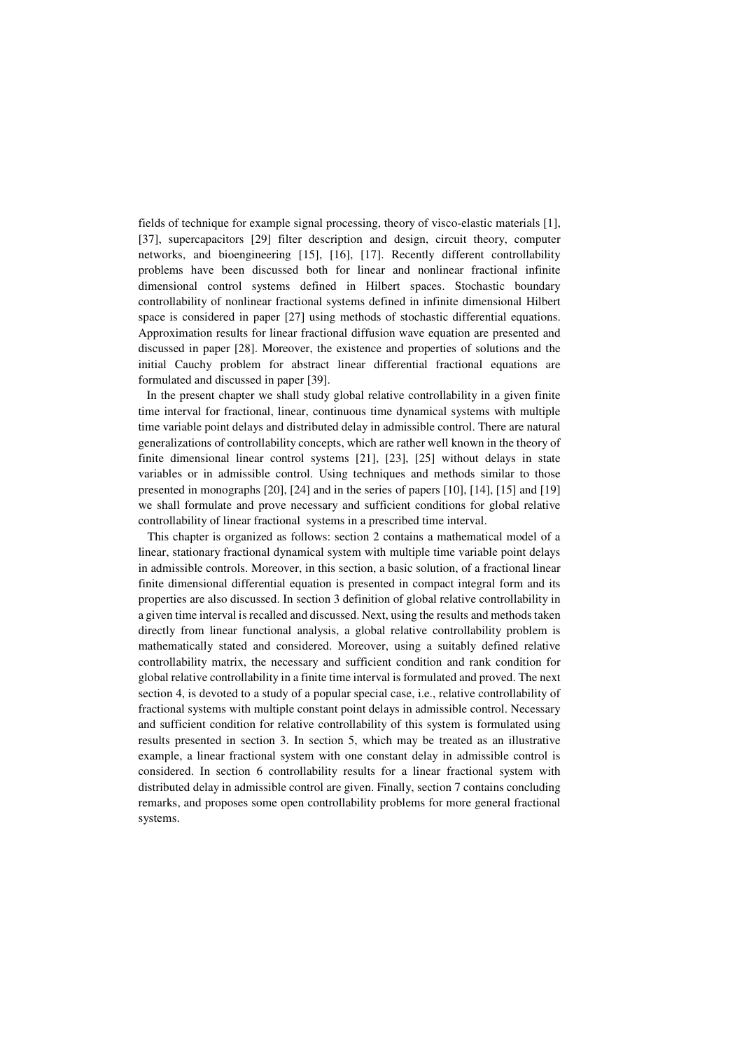fields of technique for example signal processing, theory of visco-elastic materials [1], [37], supercapacitors [29] filter description and design, circuit theory, computer networks, and bioengineering [15], [16], [17]. Recently different controllability problems have been discussed both for linear and nonlinear fractional infinite dimensional control systems defined in Hilbert spaces. Stochastic boundary controllability of nonlinear fractional systems defined in infinite dimensional Hilbert space is considered in paper [27] using methods of stochastic differential equations. Approximation results for linear fractional diffusion wave equation are presented and discussed in paper [28]. Moreover, the existence and properties of solutions and the initial Cauchy problem for abstract linear differential fractional equations are formulated and discussed in paper [39].

In the present chapter we shall study global relative controllability in a given finite time interval for fractional, linear, continuous time dynamical systems with multiple time variable point delays and distributed delay in admissible control. There are natural generalizations of controllability concepts, which are rather well known in the theory of finite dimensional linear control systems [21], [23], [25] without delays in state variables or in admissible control. Using techniques and methods similar to those presented in monographs [20], [24] and in the series of papers [10], [14], [15] and [19] we shall formulate and prove necessary and sufficient conditions for global relative controllability of linear fractional systems in a prescribed time interval.

This chapter is organized as follows: section 2 contains a mathematical model of a linear, stationary fractional dynamical system with multiple time variable point delays in admissible controls. Moreover, in this section, a basic solution, of a fractional linear finite dimensional differential equation is presented in compact integral form and its properties are also discussed. In section 3 definition of global relative controllability in a given time interval is recalled and discussed. Next, using the results and methods taken directly from linear functional analysis, a global relative controllability problem is mathematically stated and considered. Moreover, using a suitably defined relative controllability matrix, the necessary and sufficient condition and rank condition for global relative controllability in a finite time interval is formulated and proved. The next section 4, is devoted to a study of a popular special case, i.e., relative controllability of fractional systems with multiple constant point delays in admissible control. Necessary and sufficient condition for relative controllability of this system is formulated using results presented in section 3. In section 5, which may be treated as an illustrative example, a linear fractional system with one constant delay in admissible control is considered. In section 6 controllability results for a linear fractional system with distributed delay in admissible control are given. Finally, section 7 contains concluding remarks, and proposes some open controllability problems for more general fractional systems.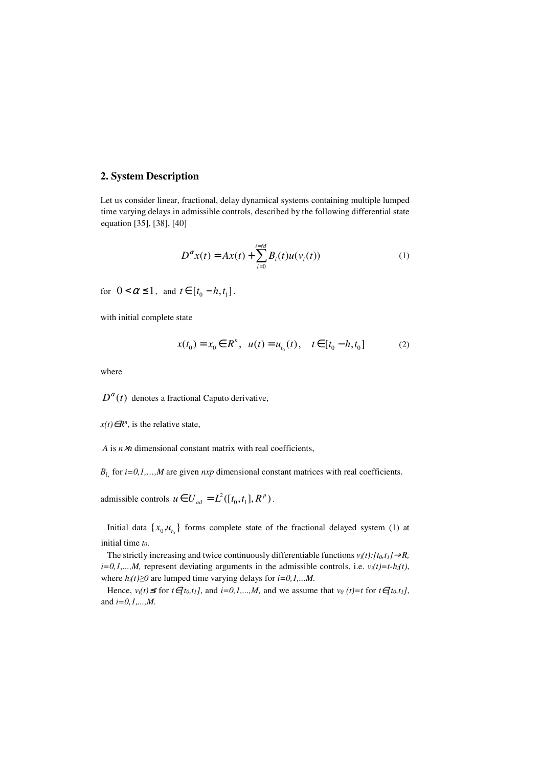## 2. System Description

Let us consider linear, fractional, delay dynamical systems containing multiple lumped time varying delays in admissible controls, described by the following differential state equation [35], [38], [40]

$$D^{\alpha}x(t) = Ax(t) + \sum_{i=0}^{i=M} B_i(t)u(v_i(t)) \qquad (1)$$

for $0 < \alpha \leq 1$, and $t \in [t_0 - h, t_1]$.

with initial complete state

$$x(t_0) = x_0 \in R^n, \;\; u(t) = u_{t_0}(t), \quad t \in [t_0 - h, t_0] \qquad (2)$$

where

$D^{\alpha}(t)$ denotes a fractional Caputo derivative,

$x(t) \in R^n$, is the relative state,

$A$ is $n \times n$ dimensional constant matrix with real coefficients,

$B_i$, for $i=0,1,\ldots,M$ are given $nxp$ dimensional constant matrices with real coefficients.

admissible controls $u \in U_{ad} = L^2([t_0, t_1], R^p)$.

Initial data $\{x_0, u_{t_0}\}$ forms complete state of the fractional delayed system (1) at initial time $t_0$.

The strictly increasing and twice continuously differentiable functions $v_i(t):[t_0,t_1] \rightarrow R$, $i=0,1,\ldots,M$, represent deviating arguments in the admissible controls, i.e. $v_i(t)=t-h_i(t)$, where $h_i(t) \geq 0$ are lumped time varying delays for $i=0,1,\ldots M$.

Hence, $v_i(t) \leq t$ for $t \in [t_0,t_1]$, and $i=0,1,\ldots,M$, and we assume that $v_0(t)=t$ for $t \in [t_0,t_1]$, and $i=0,1,\ldots,M$.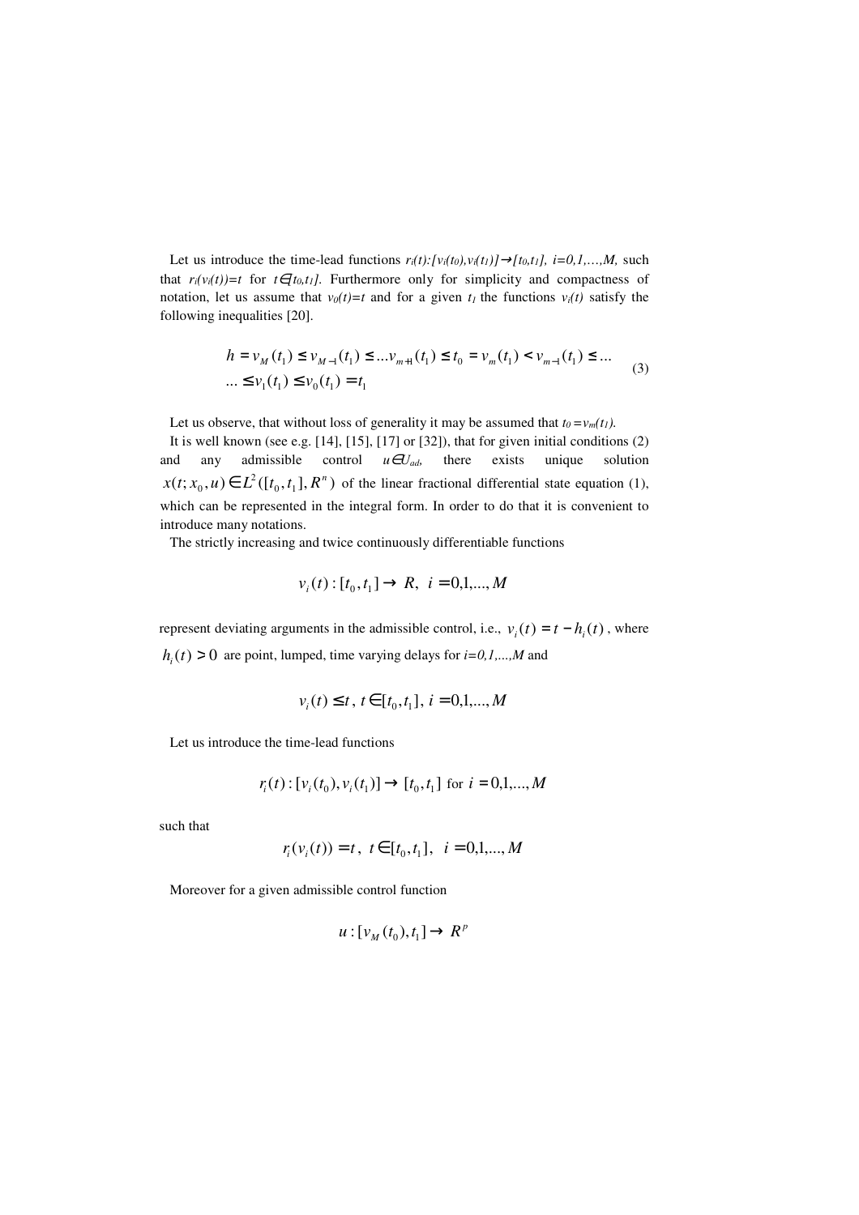Let us introduce the time-lead functions $r_i(t):[v_i(t_0),v_i(t_1)]\to[t_0,t_1]$, $i=0,1,\ldots,M$, such that $r_i(v_i(t))=t$ for $t\in[t_0,t_1]$. Furthermore only for simplicity and compactness of notation, let us assume that $v_0(t)=t$ and for a given $t_1$ the functions $v_i(t)$ satisfy the following inequalities [20].

$$
\begin{aligned}
&h = v_M(t_1) \le v_{M-1}(t_1) \le \ldots v_{m+1}(t_1) \le t_0 = v_m(t_1) < v_{m-1}(t_1) \le \ldots \\
&\ldots \le v_1(t_1) \le v_0(t_1) = t_1
\end{aligned}
\tag{3}
$$

Let us observe, that without loss of generality it may be assumed that $t_0 = v_m(t_1)$.

It is well known (see e.g. [14], [15], [17] or [32]), that for given initial conditions (2) and any admissible control $u\in U_{ad}$, there exists unique solution $x(t;x_0,u)\in L^2([t_0,t_1],R^n)$ of the linear fractional differential state equation (1), which can be represented in the integral form. In order to do that it is convenient to introduce many notations.

The strictly increasing and twice continuously differentiable functions

$$
v_i(t):[t_0,t_1]\to R,\;\; i=0,1,\ldots,M
$$

represent deviating arguments in the admissible control, i.e., $v_i(t)=t-h_i(t)$, where $h_i(t)>0$ are point, lumped, time varying delays for $i=0,1,\ldots,M$ and

$$
v_i(t)\le t,\; t\in[t_0,t_1],\; i=0,1,\ldots,M
$$

Let us introduce the time-lead functions

$$
r_i(t):[v_i(t_0),v_i(t_1)]\to[t_0,t_1] \text{ for } i=0,1,\ldots,M
$$

such that

$$
r_i(v_i(t))=t,\;\; t\in[t_0,t_1],\;\; i=0,1,\ldots,M
$$

Moreover for a given admissible control function

$$
u:[v_M(t_0),t_1]\to R^p
$$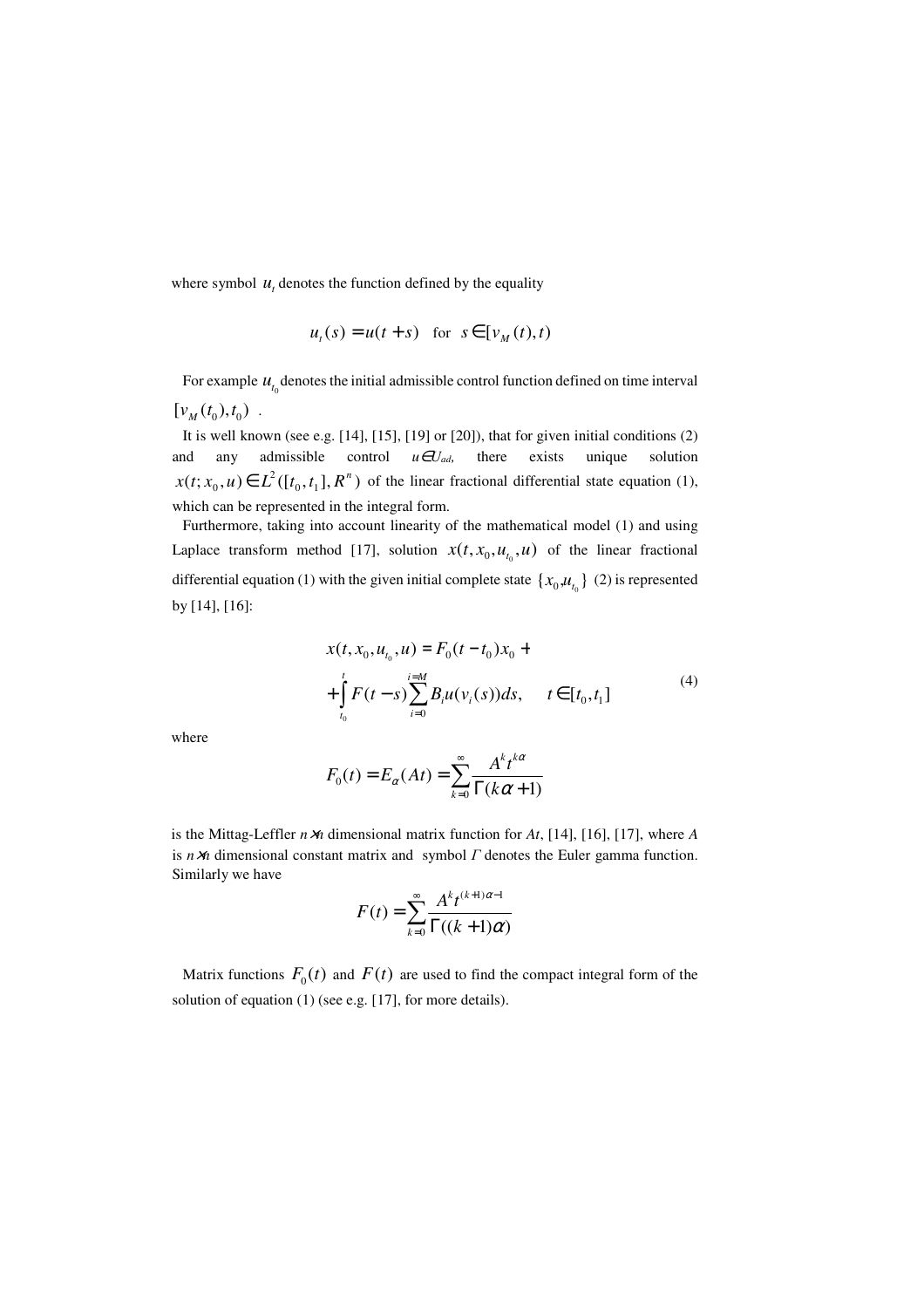where symbol $u_t$ denotes the function defined by the equality

$$u_t(s) = u(t+s) \quad \text{for} \quad s \in [v_M(t), t)$$

For example $u_{t_0}$ denotes the initial admissible control function defined on time interval $[v_M(t_0), t_0)$ .

It is well known (see e.g. [14], [15], [19] or [20]), that for given initial conditions (2) and any admissible control $u \in U_{ad}$, there exists unique solution $x(t; x_0, u) \in L^2([t_0, t_1], R^n)$ of the linear fractional differential state equation (1), which can be represented in the integral form.

Furthermore, taking into account linearity of the mathematical model (1) and using Laplace transform method [17], solution $x(t, x_0, u_{t_0}, u)$ of the linear fractional differential equation (1) with the given initial complete state $\{x_0, u_{t_0}\}$ (2) is represented by [14], [16]:

$$x(t, x_0, u_{t_0}, u) = F_0(t - t_0)x_0 + \\ + \int_{t_0}^{t} F(t-s) \sum_{i=0}^{i=M} B_i u(v_i(s)) ds, \qquad t \in [t_0, t_1] \tag{4}$$

where

$$F_0(t) = E_\alpha(At) = \sum_{k=0}^{\infty} \frac{A^k t^{k\alpha}}{\Gamma(k\alpha + 1)}$$

is the Mittag-Leffler $n \times n$ dimensional matrix function for $At$, [14], [16], [17], where $A$ is $n \times n$ dimensional constant matrix and symbol $\Gamma$ denotes the Euler gamma function. Similarly we have

$$F(t) = \sum_{k=0}^{\infty} \frac{A^k t^{(k+1)\alpha - 1}}{\Gamma((k+1)\alpha)}$$

Matrix functions $F_0(t)$ and $F(t)$ are used to find the compact integral form of the solution of equation (1) (see e.g. [17], for more details).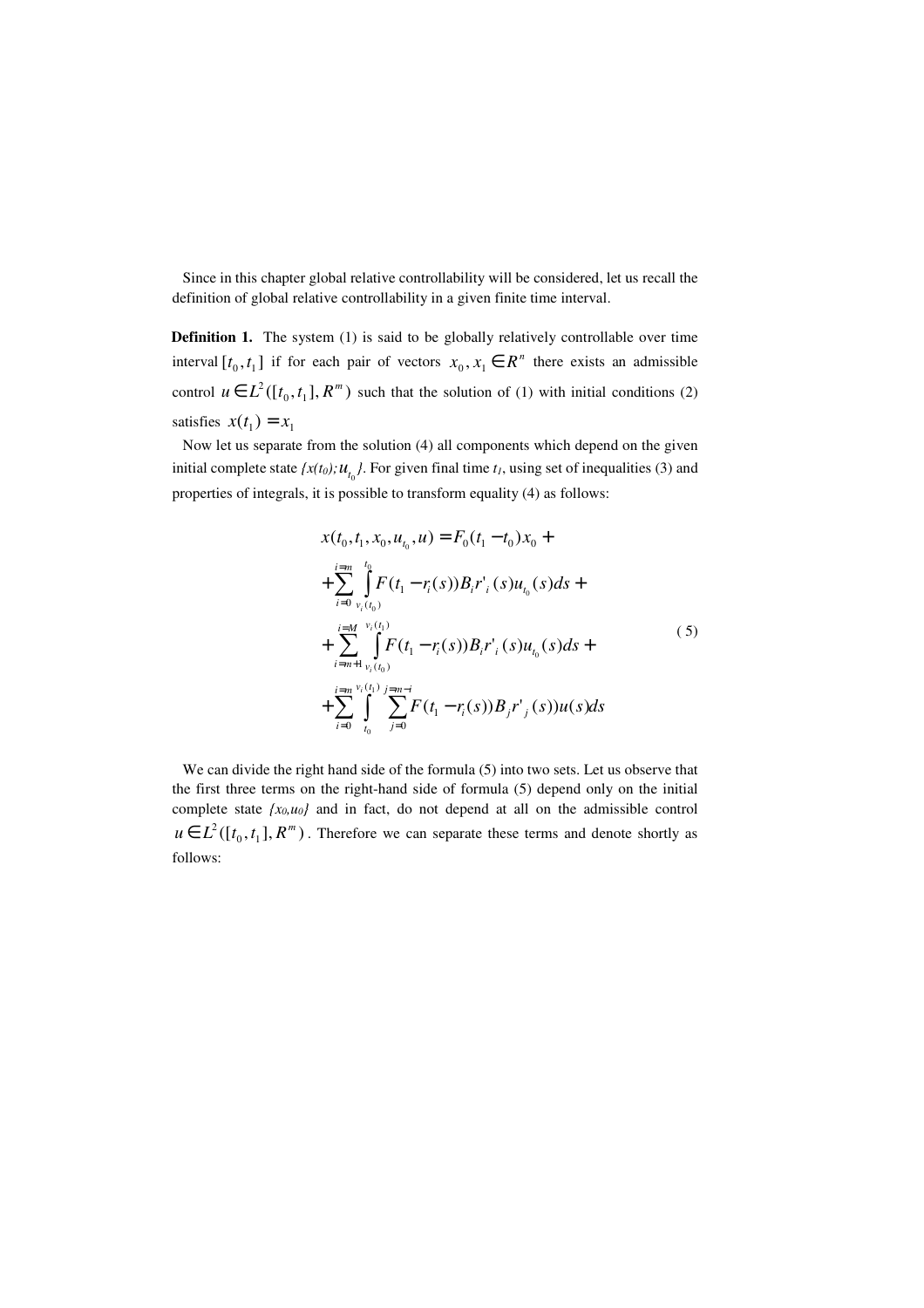Since in this chapter global relative controllability will be considered, let us recall the definition of global relative controllability in a given finite time interval.

**Definition 1.** The system (1) is said to be globally relatively controllable over time interval $[t_0, t_1]$ if for each pair of vectors $x_0, x_1 \in R^n$ there exists an admissible control $u \in L^2([t_0, t_1], R^m)$ such that the solution of (1) with initial conditions (2) satisfies $x(t_1) = x_1$

Now let us separate from the solution (4) all components which depend on the given initial complete state $\{x(t_0); u_{t_0}\}$. For given final time $t_1$, using set of inequalities (3) and properties of integrals, it is possible to transform equality (4) as follows:

$$
\begin{aligned}
& x(t_0, t_1, x_0, u_{t_0}, u) = F_0(t_1 - t_0)x_0 + \\
& + \sum_{i=0}^{i=m} \int_{v_i(t_0)}^{t_0} F(t_1 - r_i(s)) B_i r'_i(s) u_{t_0}(s) ds + \\
& + \sum_{i=m+1}^{i=M} \int_{v_i(t_0)}^{v_i(t_1)} F(t_1 - r_i(s)) B_i r'_i(s) u_{t_0}(s) ds + \\
& + \sum_{i=0}^{i=m} \int_{t_0}^{v_i(t_1)} \sum_{j=0}^{j=m-i} F(t_1 - r_i(s)) B_j r'_j(s)) u(s) ds
\end{aligned}
\tag{5}
$$

We can divide the right hand side of the formula (5) into two sets. Let us observe that the first three terms on the right-hand side of formula (5) depend only on the initial complete state $\{x_0, u_0\}$ and in fact, do not depend at all on the admissible control $u \in L^2([t_0, t_1], R^m)$. Therefore we can separate these terms and denote shortly as follows: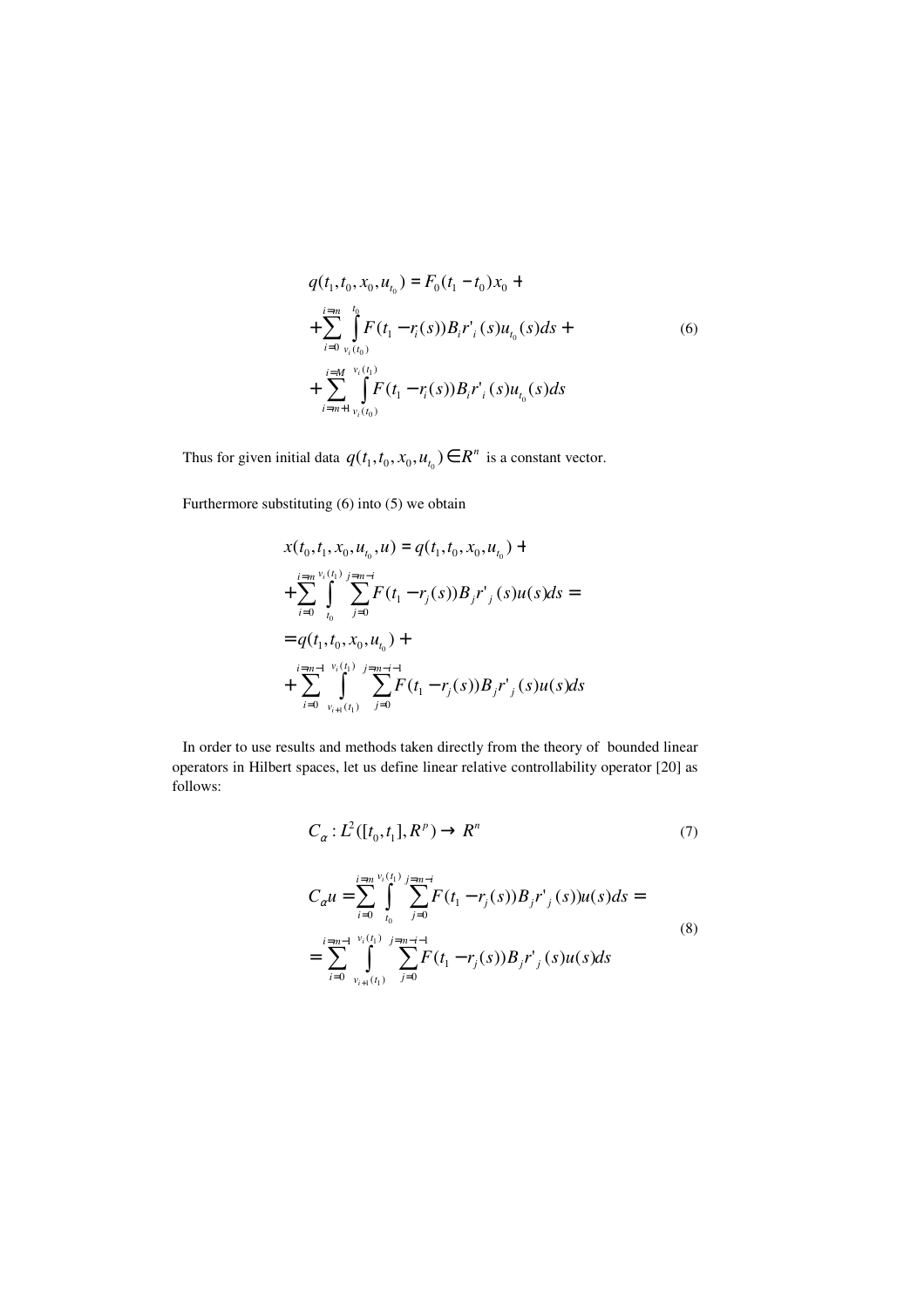$$
\begin{aligned}
q(t_1,t_0,x_0,u_{t_0}) &= F_0(t_1-t_0)x_0 + \\
&+\sum_{i=0}^{i=m}\int_{v_i(t_0)}^{t_0} F(t_1-r_i(s))B_i r'_i(s)u_{t_0}(s)ds + \\
&+\sum_{i=m+1}^{i=M}\int_{v_i(t_0)}^{v_i(t_1)} F(t_1-r_i(s))B_i r'_i(s)u_{t_0}(s)ds
\end{aligned}
\tag{6}
$$

Thus for given initial data $q(t_1,t_0,x_0,u_{t_0}) \in R^n$ is a constant vector.

Furthermore substituting (6) into (5) we obtain

$$
\begin{aligned}
x(t_0,t_1,x_0,u_{t_0},u) &= q(t_1,t_0,x_0,u_{t_0}) + \\
&+\sum_{i=0}^{i=m}\int_{t_0}^{v_i(t_1)} \sum_{j=0}^{j=m-i} F(t_1-r_j(s))B_j r'_j(s)u(s)ds = \\
&= q(t_1,t_0,x_0,u_{t_0}) + \\
&+\sum_{i=0}^{i=m-1}\int_{v_{i+1}(t_1)}^{v_i(t_1)} \sum_{j=0}^{j=m-i-1} F(t_1-r_j(s))B_j r'_j(s)u(s)ds
\end{aligned}
$$

In order to use results and methods taken directly from the theory of bounded linear operators in Hilbert spaces, let us define linear relative controllability operator [20] as follows:

$$
C_\alpha : L^2([t_0,t_1],R^p) \rightarrow R^n \tag{7}
$$

$$
\begin{aligned}
C_\alpha u &= \sum_{i=0}^{i=m}\int_{t_0}^{v_i(t_1)} \sum_{j=0}^{j=m-i} F(t_1-r_j(s))B_j r'_j(s))u(s)ds = \\
&= \sum_{i=0}^{i=m-1}\int_{v_{i+1}(t_1)}^{v_i(t_1)} \sum_{j=0}^{j=m-i-1} F(t_1-r_j(s))B_j r'_j(s)u(s)ds
\end{aligned}
\tag{8}
$$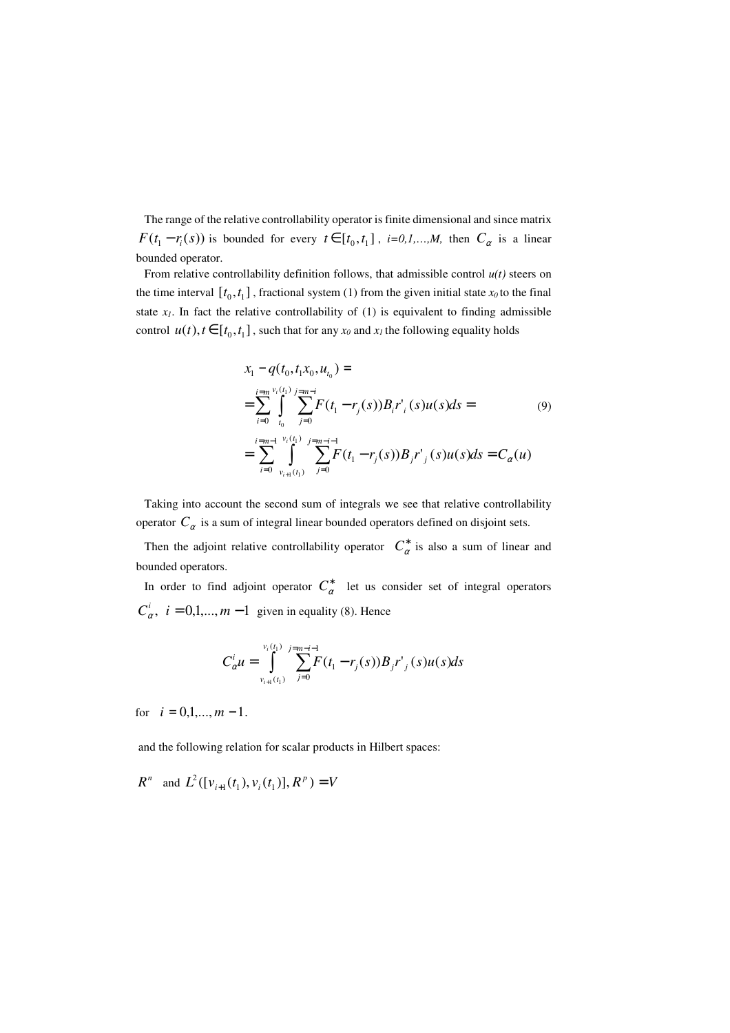The range of the relative controllability operator is finite dimensional and since matrix $F(t_1 - r_i(s))$ is bounded for every $t \in [t_0, t_1]$, $i=0,1,\ldots,M,$ then $C_\alpha$ is a linear bounded operator.

From relative controllability definition follows, that admissible control $u(t)$ steers on the time interval $[t_0, t_1]$, fractional system (1) from the given initial state $x_0$ to the final state $x_1$. In fact the relative controllability of (1) is equivalent to finding admissible control $u(t), t \in [t_0, t_1]$, such that for any $x_0$ and $x_1$ the following equality holds

$$
\begin{aligned}
& x_1 - q(t_0, t_1 x_0, u_{t_0}) = \\
& = \sum_{i=0}^{i=m} \int_{t_0}^{v_i(t_1)} \sum_{j=0}^{j=m-i} F(t_1 - r_j(s)) B_i r'_i(s) u(s) ds = \\
& = \sum_{i=0}^{i=m-1} \int_{v_{i+1}(t_1)}^{v_i(t_1)} \sum_{j=0}^{j=m-i-1} F(t_1 - r_j(s)) B_j r'_j(s) u(s) ds = C_\alpha(u)
\end{aligned} \tag{9}
$$

Taking into account the second sum of integrals we see that relative controllability operator $C_\alpha$ is a sum of integral linear bounded operators defined on disjoint sets.

Then the adjoint relative controllability operator $C_\alpha^*$ is also a sum of linear and bounded operators.

In order to find adjoint operator $C_\alpha^*$ let us consider set of integral operators $C_\alpha^i,\ i = 0,1,\ldots,m-1$ given in equality (8). Hence

$$
C_\alpha^i u = \int_{v_{i+1}(t_1)}^{v_i(t_1)} \sum_{j=0}^{j=m-i-1} F(t_1 - r_j(s)) B_j r'_j(s) u(s) ds
$$

for $i = 0,1,\ldots,m-1$.

and the following relation for scalar products in Hilbert spaces:

$R^n$ and $L^2([v_{i+1}(t_1), v_i(t_1)], R^p) = V$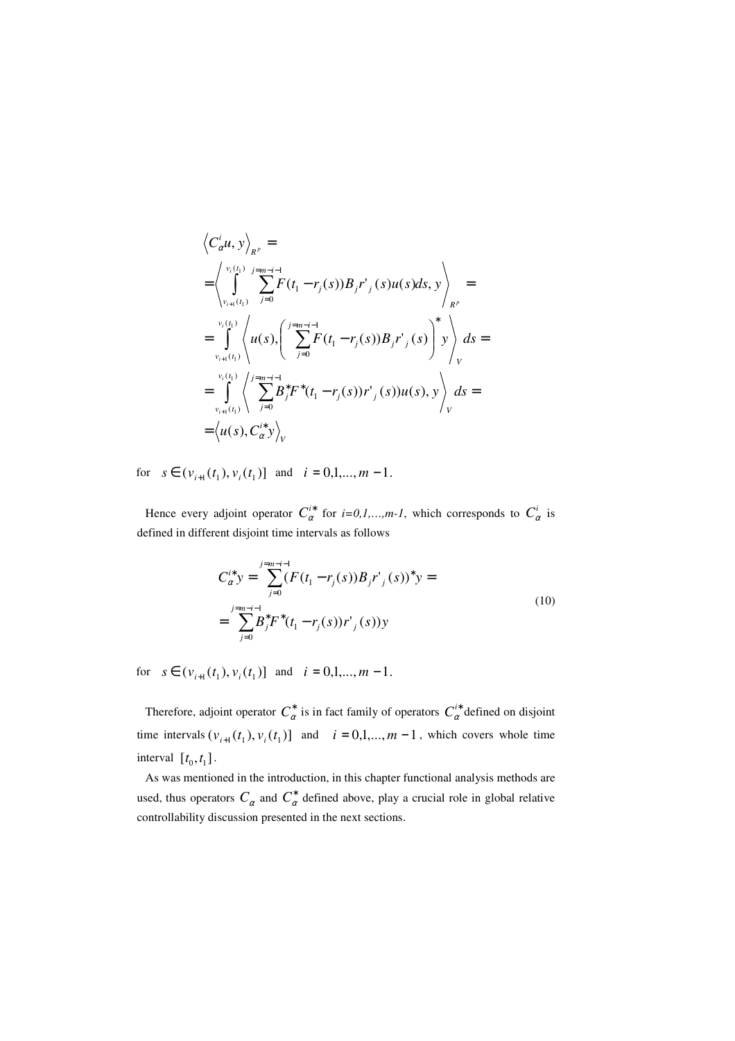$$
\begin{aligned}
&\left\langle C_\alpha^i u, y\right\rangle_{R^p} = \\
&= \left\langle \int_{v_{i+1}(t_1)}^{v_i(t_1)} \sum_{j=0}^{j=m-i-1} F(t_1 - r_j(s)) B_j r'_j(s) u(s) ds, y \right\rangle_{R^p} = \\
&= \int_{v_{i+1}(t_1)}^{v_i(t_1)} \left\langle u(s), \left( \sum_{j=0}^{j=m-i-1} F(t_1 - r_j(s)) B_j r'_j(s) \right)^* y \right\rangle_V ds = \\
&= \int_{v_{i+1}(t_1)}^{v_i(t_1)} \left\langle \sum_{j=0}^{j=m-i-1} B_j^* F^*(t_1 - r_j(s)) r'_j(s)) u(s), y \right\rangle_V ds = \\
&= \left\langle u(s), C_\alpha^{i*} y \right\rangle_V
\end{aligned}
$$

for $s \in (v_{i+1}(t_1), v_i(t_1)]$ and $i = 0,1,...,m-1$.

Hence every adjoint operator $C_\alpha^{i*}$ for $i=0,1,...,m-1$, which corresponds to $C_\alpha^i$ is defined in different disjoint time intervals as follows

$$
\begin{aligned}
C_\alpha^{i*} y &= \sum_{j=0}^{j=m-i-1} (F(t_1 - r_j(s)) B_j r'_j(s))^* y = \\
&= \sum_{j=0}^{j=m-i-1} B_j^* F^*(t_1 - r_j(s)) r'_j(s)) y
\end{aligned}
\tag{10}
$$

for $s \in (v_{i+1}(t_1), v_i(t_1)]$ and $i = 0,1,...,m-1$.

Therefore, adjoint operator $C_\alpha^*$ is in fact family of operators $C_\alpha^{i*}$ defined on disjoint time intervals $(v_{i+1}(t_1), v_i(t_1)]$ and $i = 0,1,...,m-1$, which covers whole time interval $[t_0, t_1]$.

As was mentioned in the introduction, in this chapter functional analysis methods are used, thus operators $C_\alpha$ and $C_\alpha^*$ defined above, play a crucial role in global relative controllability discussion presented in the next sections.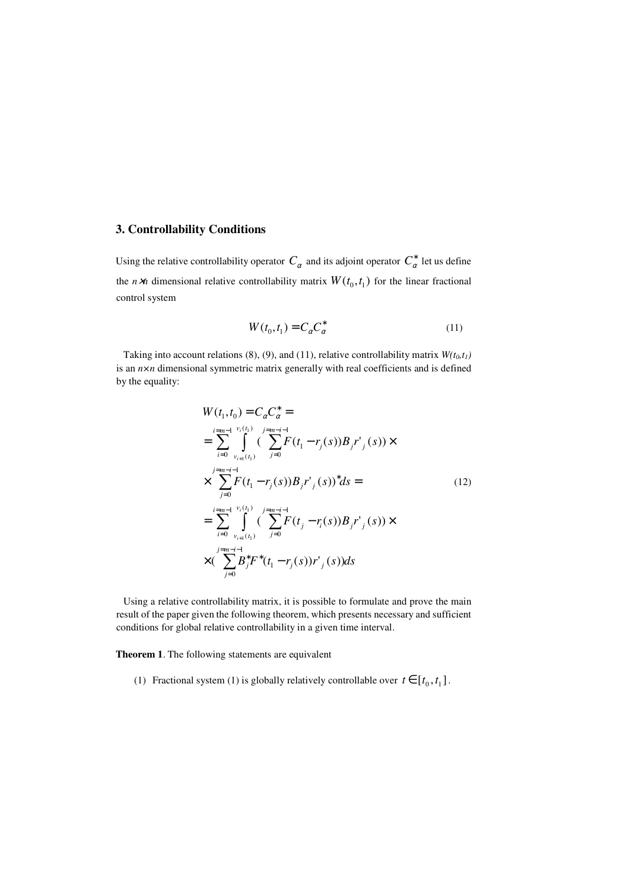## 3. Controllability Conditions

Using the relative controllability operator $C_\alpha$ and its adjoint operator $C_\alpha^*$ let us define the $n \times n$ dimensional relative controllability matrix $W(t_0, t_1)$ for the linear fractional control system

$$W(t_0,t_1) = C_\alpha C_\alpha^* \tag{11}$$

Taking into account relations (8), (9), and (11), relative controllability matrix $W(t_0,t_1)$ is an $n\times n$ dimensional symmetric matrix generally with real coefficients and is defined by the equality:

$$\begin{aligned}
&W(t_1,t_0) = C_\alpha C_\alpha^* = \\
&= \sum_{i=0}^{i=m-1} \int_{v_{i+1}(t_1)}^{v_i(t_1)} \Big( \sum_{j=0}^{j=m-i-1} F(t_1 - r_j(s)) B_j r'_j(s) \Big) \times \\
&\times \sum_{j=0}^{j=m-i-1} F(t_1 - r_j(s)) B_j r'_j(s) \Big)^* ds = \\
&= \sum_{i=0}^{i=m-1} \int_{v_{i+1}(t_1)}^{v_i(t_1)} \Big( \sum_{j=0}^{j=m-i-1} F(t_j - r_i(s)) B_j r'_j(s) \Big) \times \\
&\times \Big( \sum_{j=0}^{j=m-i-1} B_j^* F^*(t_1 - r_j(s)) r'_j(s) \Big) ds
\end{aligned} \tag{12}$$

Using a relative controllability matrix, it is possible to formulate and prove the main result of the paper given the following theorem, which presents necessary and sufficient conditions for global relative controllability in a given time interval.

**Theorem 1**. The following statements are equivalent

(1) Fractional system (1) is globally relatively controllable over $t \in [t_0, t_1]$.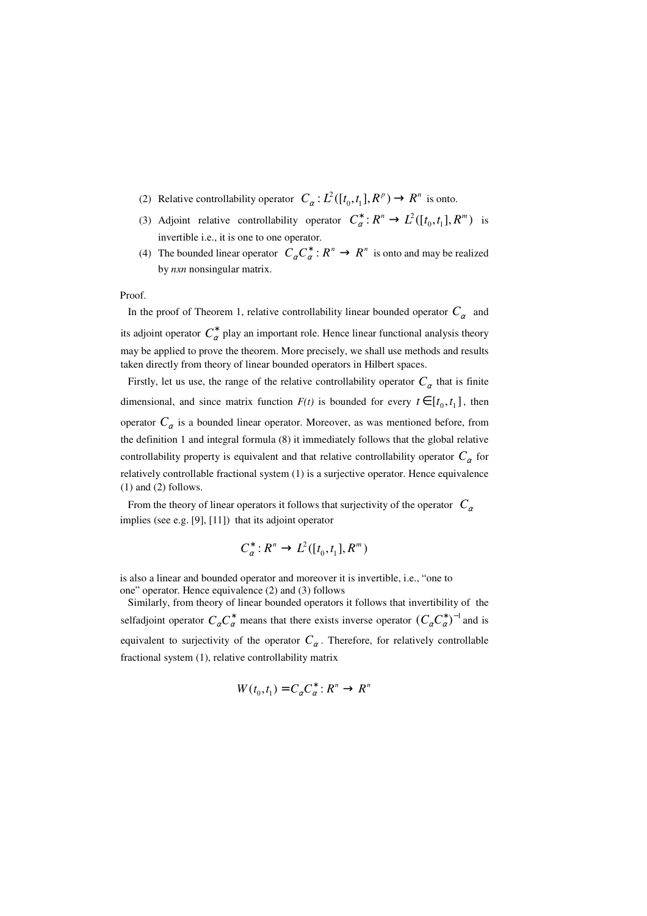(2) Relative controllability operator $C_\alpha : L^2([t_0, t_1], R^p) \to R^n$ is onto.

(3) Adjoint relative controllability operator $C_\alpha^* : R^n \to L^2([t_0, t_1], R^m)$ is invertible i.e., it is one to one operator.

(4) The bounded linear operator $C_\alpha C_\alpha^* : R^n \to R^n$ is onto and may be realized by *nxn* nonsingular matrix.

Proof.

In the proof of Theorem 1, relative controllability linear bounded operator $C_\alpha$ and its adjoint operator $C_\alpha^*$ play an important role. Hence linear functional analysis theory may be applied to prove the theorem. More precisely, we shall use methods and results taken directly from theory of linear bounded operators in Hilbert spaces.

Firstly, let us use, the range of the relative controllability operator $C_\alpha$ that is finite dimensional, and since matrix function *F(t)* is bounded for every $t \in [t_0, t_1]$, then operator $C_\alpha$ is a bounded linear operator. Moreover, as was mentioned before, from the definition 1 and integral formula (8) it immediately follows that the global relative controllability property is equivalent and that relative controllability operator $C_\alpha$ for relatively controllable fractional system (1) is a surjective operator. Hence equivalence (1) and (2) follows.

From the theory of linear operators it follows that surjectivity of the operator $C_\alpha$ implies (see e.g. [9], [11]) that its adjoint operator

$$C_\alpha^* : R^n \to L^2([t_0, t_1], R^m)$$

is also a linear and bounded operator and moreover it is invertible, i.e., "one to one" operator. Hence equivalence (2) and (3) follows

Similarly, from theory of linear bounded operators it follows that invertibility of the selfadjoint operator $C_\alpha C_\alpha^*$ means that there exists inverse operator $(C_\alpha C_\alpha^*)^{-1}$ and is equivalent to surjectivity of the operator $C_\alpha$. Therefore, for relatively controllable fractional system (1), relative controllability matrix

$$W(t_0, t_1) = C_\alpha C_\alpha^* : R^n \to R^n$$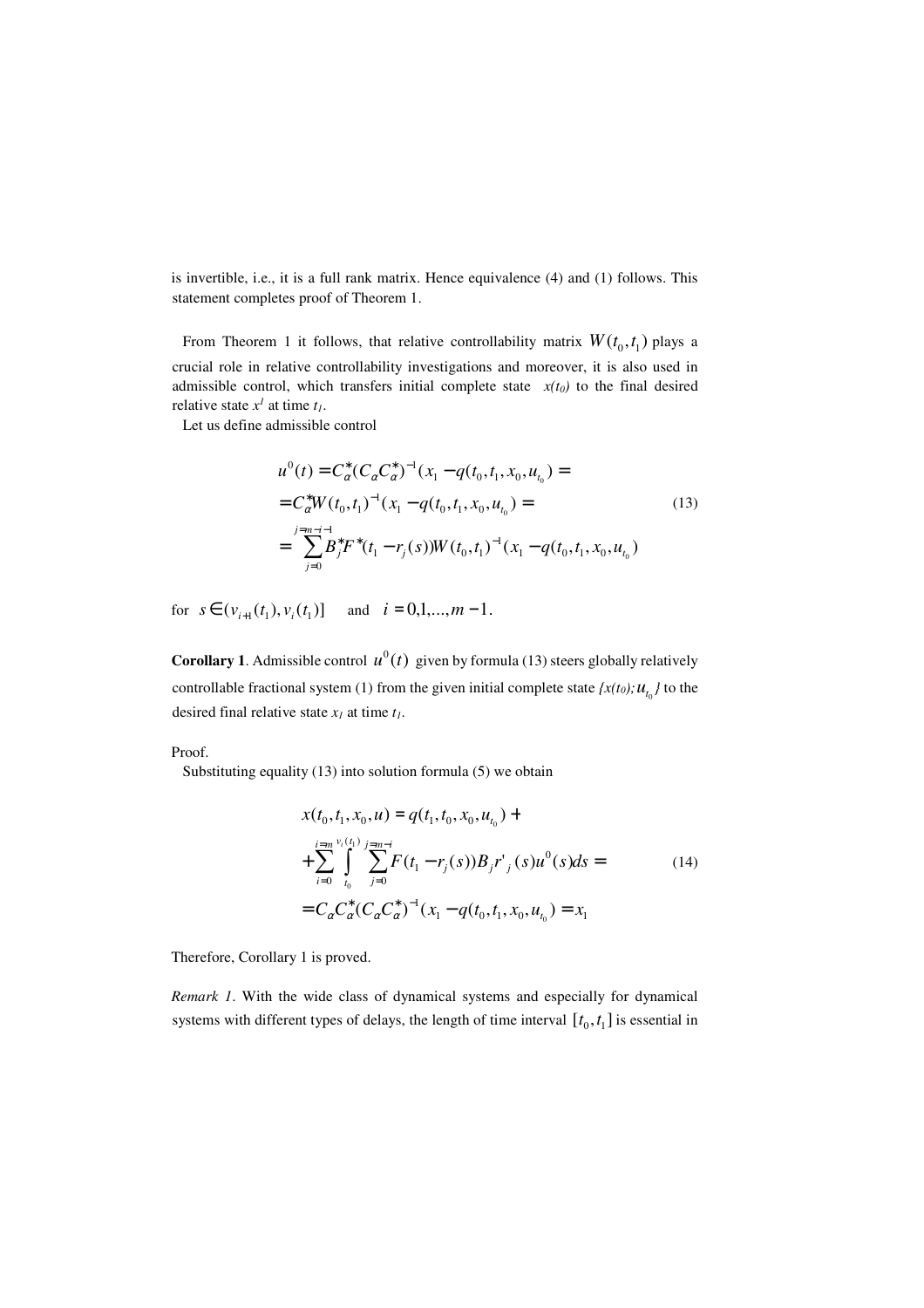is invertible, i.e., it is a full rank matrix. Hence equivalence (4) and (1) follows. This statement completes proof of Theorem 1.

From Theorem 1 it follows, that relative controllability matrix $W(t_0, t_1)$ plays a crucial role in relative controllability investigations and moreover, it is also used in admissible control, which transfers initial complete state $x(t_0)$ to the final desired relative state $x^1$ at time $t_1$.

Let us define admissible control

$$
\begin{aligned}
u^0(t) &= C_\alpha^*(C_\alpha C_\alpha^*)^{-1}(x_1 - q(t_0, t_1, x_0, u_{t_0}) = \\
&= C_\alpha^* W(t_0, t_1)^{-1}(x_1 - q(t_0, t_1, x_0, u_{t_0}) = \\
&= \sum_{j=0}^{j=m-i-1} B_j^* F^*(t_1 - r_j(s)) W(t_0, t_1)^{-1}(x_1 - q(t_0, t_1, x_0, u_{t_0})
\end{aligned}
\tag{13}
$$

for $s \in (v_{i+1}(t_1), v_i(t_1)]$ and $i = 0,1,...,m-1$.

**Corollary 1**. Admissible control $u^0(t)$ given by formula (13) steers globally relatively controllable fractional system (1) from the given initial complete state $\{x(t_0); u_{t_0}\}$ to the desired final relative state $x_1$ at time $t_1$.

Proof.

Substituting equality (13) into solution formula (5) we obtain

$$
\begin{aligned}
x(t_0, t_1, x_0, u) &= q(t_1, t_0, x_0, u_{t_0}) + \\
&+ \sum_{i=0}^{i=m} \int_{t_0}^{v_i(t_1)} \sum_{j=0}^{j=m-i} F(t_1 - r_j(s)) B_j r'_j(s) u^0(s) ds = \\
&= C_\alpha C_\alpha^*(C_\alpha C_\alpha^*)^{-1}(x_1 - q(t_0, t_1, x_0, u_{t_0}) = x_1
\end{aligned}
\tag{14}
$$

Therefore, Corollary 1 is proved.

*Remark 1*. With the wide class of dynamical systems and especially for dynamical systems with different types of delays, the length of time interval $[t_0, t_1]$ is essential in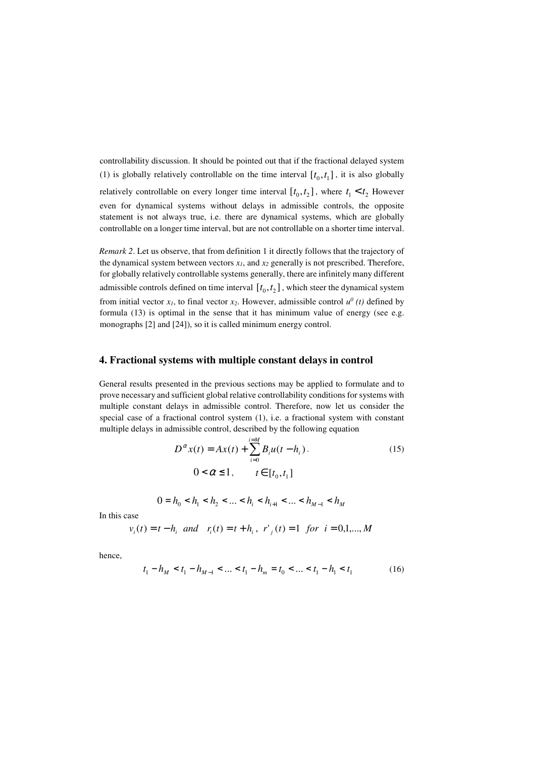controllability discussion. It should be pointed out that if the fractional delayed system (1) is globally relatively controllable on the time interval $[t_0, t_1]$, it is also globally relatively controllable on every longer time interval $[t_0, t_2]$, where $t_1 < t_2$ However even for dynamical systems without delays in admissible controls, the opposite statement is not always true, i.e. there are dynamical systems, which are globally controllable on a longer time interval, but are not controllable on a shorter time interval.

*Remark 2*. Let us observe, that from definition 1 it directly follows that the trajectory of the dynamical system between vectors $x_1$, and $x_2$ generally is not prescribed. Therefore, for globally relatively controllable systems generally, there are infinitely many different admissible controls defined on time interval $[t_0, t_2]$, which steer the dynamical system from initial vector $x_1$, to final vector $x_2$. However, admissible control $u^0(t)$ defined by formula (13) is optimal in the sense that it has minimum value of energy (see e.g. monographs [2] and [24]), so it is called minimum energy control.

## 4. Fractional systems with multiple constant delays in control

General results presented in the previous sections may be applied to formulate and to prove necessary and sufficient global relative controllability conditions for systems with multiple constant delays in admissible control. Therefore, now let us consider the special case of a fractional control system (1), i.e. a fractional system with constant multiple delays in admissible control, described by the following equation

$$D^{\alpha} x(t) = Ax(t) + \sum_{i=0}^{i=M} B_i u(t - h_i) . \tag{15}$$

$$0 < \alpha \leq 1, \qquad t \in [t_0, t_1]$$

$$0 = h_0 < h_1 < h_2 < \ldots < h_i < h_{i+1} < \ldots < h_{M-1} < h_M$$

In this case

$$v_i(t) = t - h_i \;\; and \;\; r_i(t) = t + h_i, \;\; r'_j(t) = 1 \;\; for \;\; i = 0,1,\ldots,M$$

hence,

$$t_1 - h_M < t_1 - h_{M-1} < \ldots < t_1 - h_m = t_0 < \ldots < t_1 - h_1 < t_1 \tag{16}$$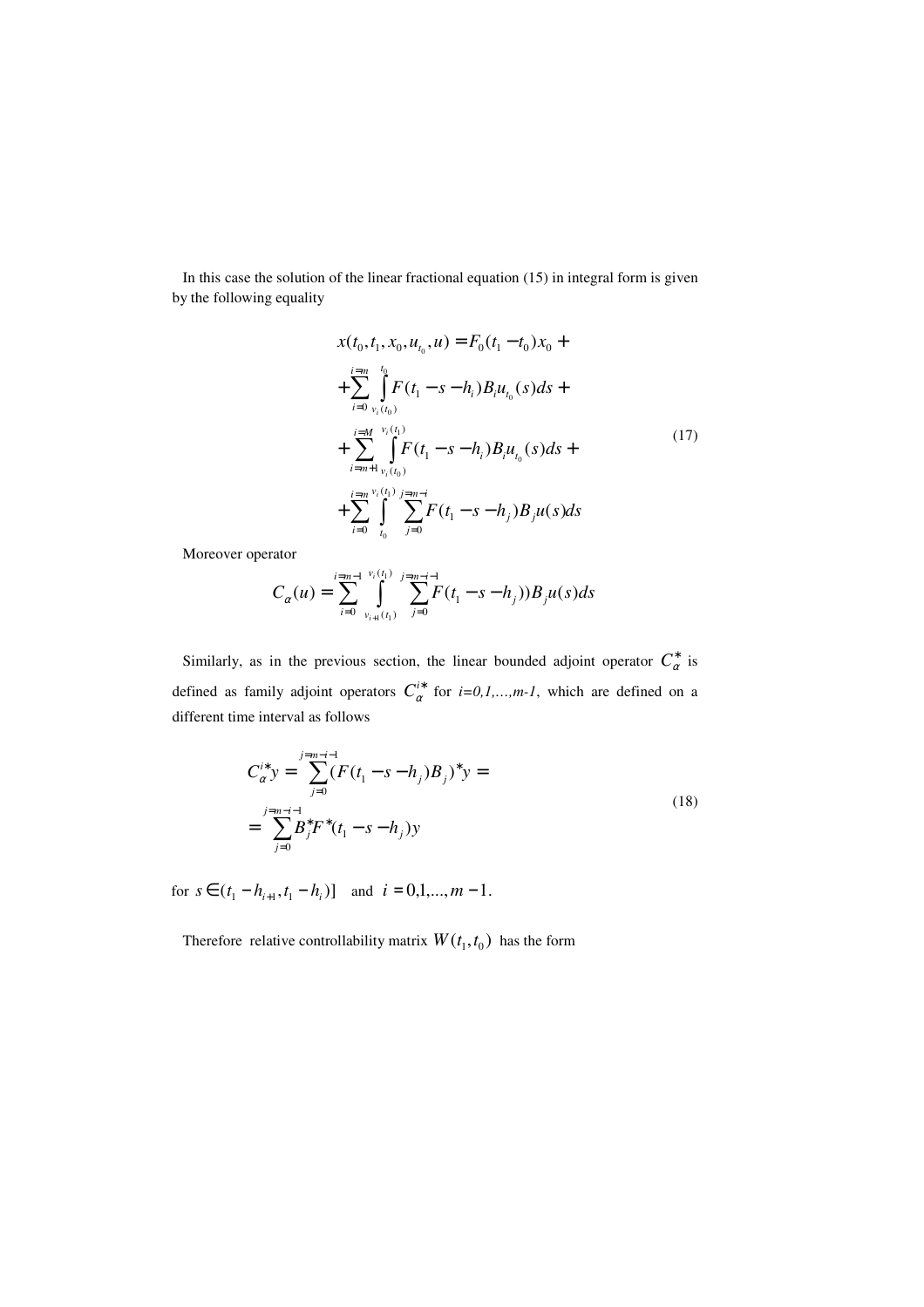In this case the solution of the linear fractional equation (15) in integral form is given by the following equality

$$
\begin{aligned}
x(t_0, t_1, x_0, u_{t_0}, u) &= F_0(t_1 - t_0)x_0 + \\
&+ \sum_{i=0}^{i=m} \int_{v_i(t_0)}^{t_0} F(t_1 - s - h_i) B_i u_{t_0}(s) ds + \\
&+ \sum_{i=m+1}^{i=M} \int_{v_i(t_0)}^{v_i(t_1)} F(t_1 - s - h_i) B_i u_{t_0}(s) ds + \\
&+ \sum_{i=0}^{i=m} \int_{t_0}^{v_i(t_1)} \sum_{j=0}^{j=m-i} F(t_1 - s - h_j) B_j u(s) ds
\end{aligned}
\tag{17}
$$

Moreover operator

$$
C_\alpha(u) = \sum_{i=0}^{i=m-1} \int_{v_{i+1}(t_1)}^{v_i(t_1)} \sum_{j=0}^{j=m-i-1} F(t_1 - s - h_j)) B_j u(s) ds
$$

Similarly, as in the previous section, the linear bounded adjoint operator $C_\alpha^*$ is defined as family adjoint operators $C_\alpha^{i*}$ for *i=0,1,...,m-1*, which are defined on a different time interval as follows

$$
\begin{aligned}
C_\alpha^{i*} y &= \sum_{j=0}^{j=m-i-1} (F(t_1 - s - h_j) B_j)^* y = \\
&= \sum_{j=0}^{j=m-i-1} B_j^* F^*(t_1 - s - h_j) y
\end{aligned}
\tag{18}
$$

for $s \in (t_1 - h_{i+1}, t_1 - h_i)]$ and $i = 0,1,...,m-1$.

Therefore relative controllability matrix $W(t_1, t_0)$ has the form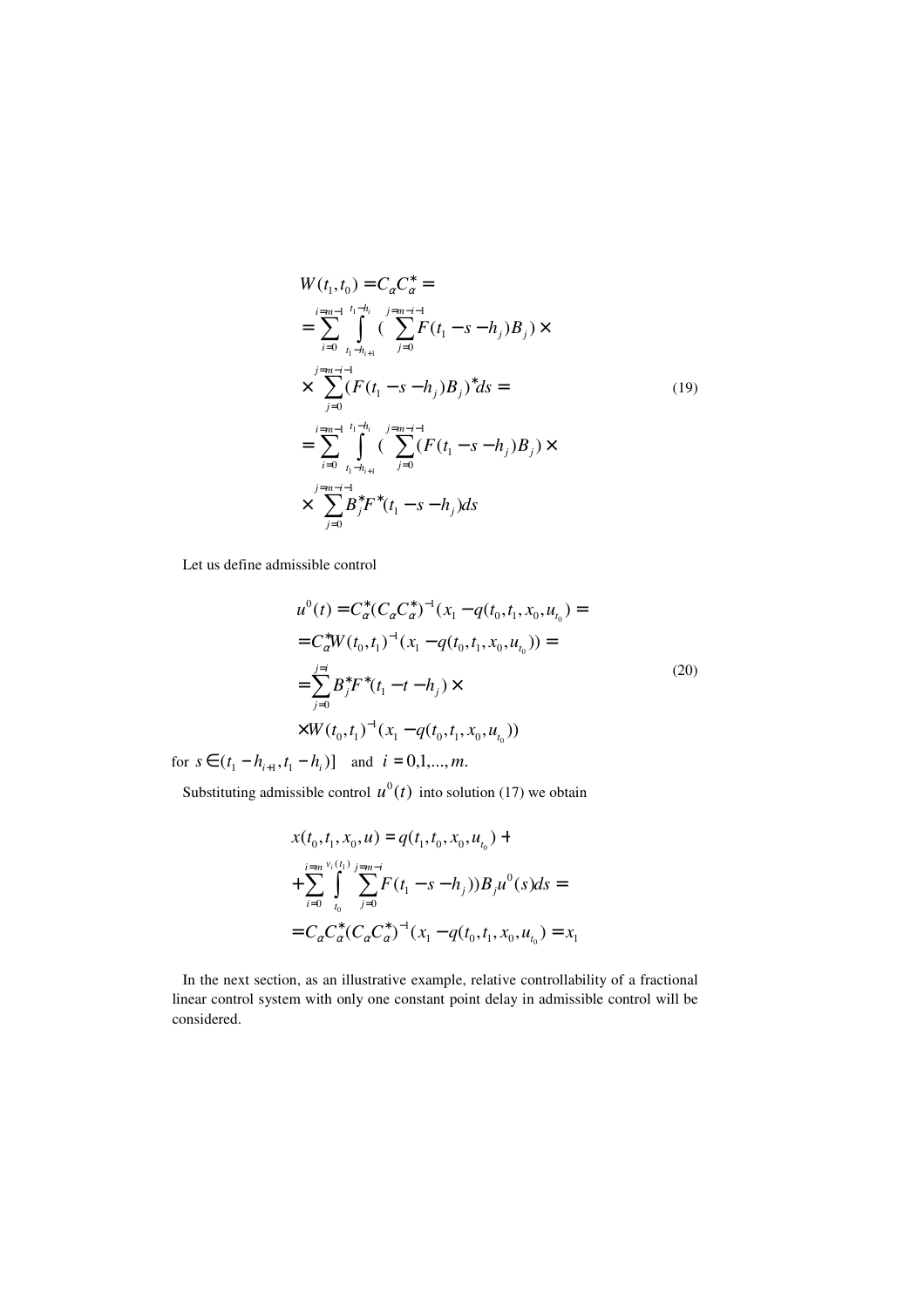$$
\begin{aligned}
&W(t_1,t_0) = C_\alpha C_\alpha^* = \\
&= \sum_{i=0}^{i=m-1} \int_{t_1-h_{i+1}}^{t_1-h_i} \Big( \sum_{j=0}^{j=m-i-1} F(t_1-s-h_j)B_j \Big) \times \\
&\times \sum_{j=0}^{j=m-i-1} (F(t_1-s-h_j)B_j)^* ds = \\
&= \sum_{i=0}^{i=m-1} \int_{t_1-h_{i+1}}^{t_1-h_i} \Big( \sum_{j=0}^{j=m-i-1} (F(t_1-s-h_j)B_j \Big) \times \\
&\times \sum_{j=0}^{j=m-i-1} B_j^* F^*(t_1-s-h_j) ds
\end{aligned}
\tag{19}
$$

Let us define admissible control

$$
\begin{aligned}
&u^0(t) = C_\alpha^* (C_\alpha C_\alpha^*)^{-1} (x_1 - q(t_0,t_1,x_0,u_{t_0}) = \\
&= C_\alpha^* W(t_0,t_1)^{-1} (x_1 - q(t_0,t_1,x_0,u_{t_0})) = \\
&= \sum_{j=0}^{j=i} B_j^* F^*(t_1 - t - h_j) \times \\
&\times W(t_0,t_1)^{-1} (x_1 - q(t_0,t_1,x_0,u_{t_0}))
\end{aligned}
\tag{20}
$$

for $s \in (t_1 - h_{i+1}, t_1 - h_i)]$ and $i = 0,1,...,m.$

Substituting admissible control $u^0(t)$ into solution (17) we obtain

$$
\begin{aligned}
&x(t_0,t_1,x_0,u) = q(t_1,t_0,x_0,u_{t_0}) + \\
&+ \sum_{i=0}^{i=m} \int_{t_0}^{v_i(t_1)} \sum_{j=0}^{j=m-i} F(t_1-s-h_j))B_j u^0(s) ds = \\
&= C_\alpha C_\alpha^* (C_\alpha C_\alpha^*)^{-1} (x_1 - q(t_0,t_1,x_0,u_{t_0}) = x_1
\end{aligned}
$$

In the next section, as an illustrative example, relative controllability of a fractional linear control system with only one constant point delay in admissible control will be considered.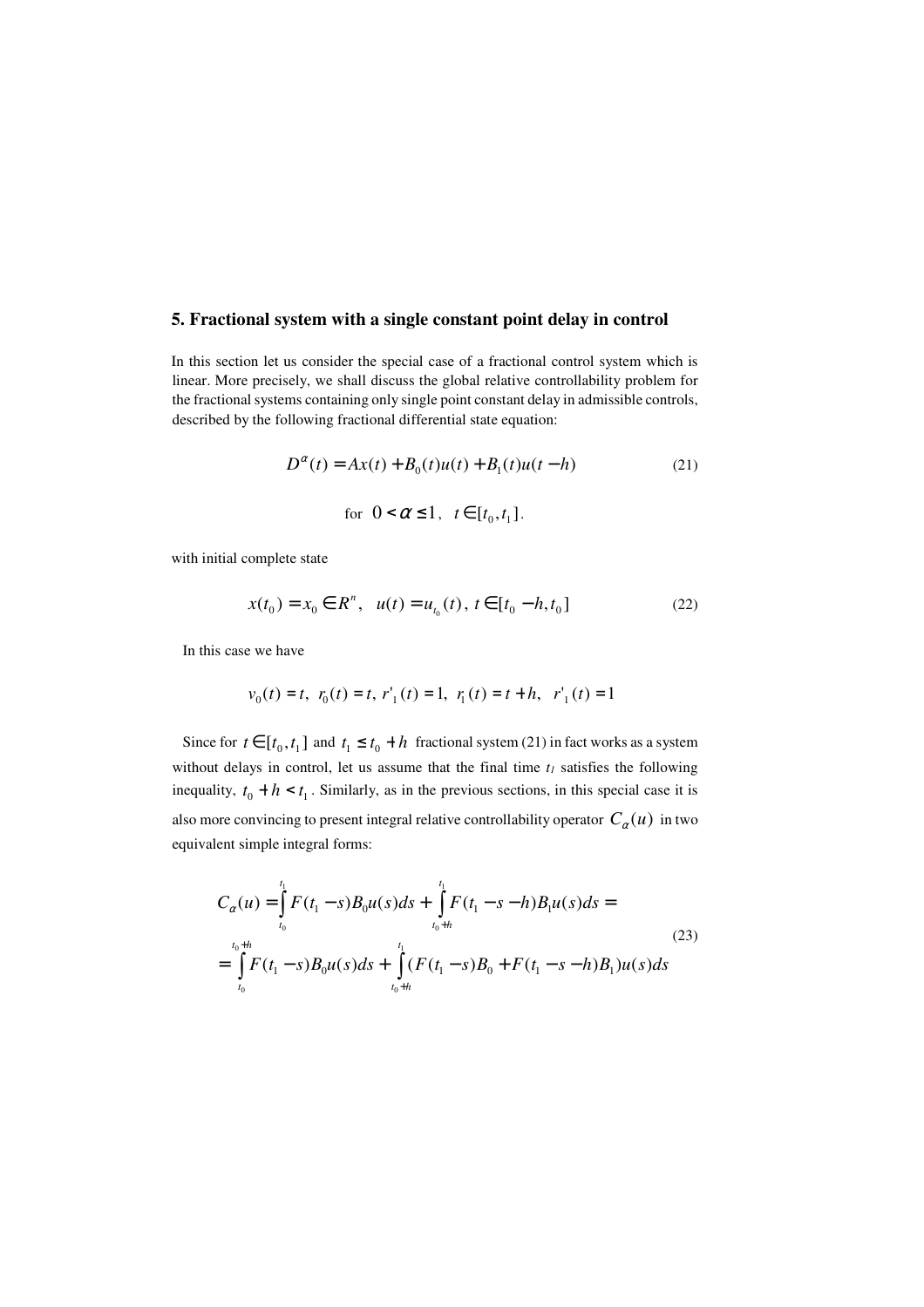## 5. Fractional system with a single constant point delay in control

In this section let us consider the special case of a fractional control system which is linear. More precisely, we shall discuss the global relative controllability problem for the fractional systems containing only single point constant delay in admissible controls, described by the following fractional differential state equation:

$$D^{\alpha}(t) = Ax(t) + B_0(t)u(t) + B_1(t)u(t-h) \tag{21}$$

$$\text{for } \; 0 < \alpha \leq 1, \quad t \in [t_0, t_1].$$

with initial complete state

$$x(t_0) = x_0 \in R^n, \quad u(t) = u_{t_0}(t), \; t \in [t_0 - h, t_0] \tag{22}$$

In this case we have

$$v_0(t) = t, \; r_0(t) = t, \; r'_1(t) = 1, \; r_1(t) = t + h, \quad r'_1(t) = 1$$

Since for $t \in [t_0, t_1]$ and $t_1 \leq t_0 + h$ fractional system (21) in fact works as a system without delays in control, let us assume that the final time $t_1$ satisfies the following inequality, $t_0 + h < t_1$. Similarly, as in the previous sections, in this special case it is also more convincing to present integral relative controllability operator $C_{\alpha}(u)$ in two equivalent simple integral forms:

$$\begin{aligned} C_{\alpha}(u) &= \int_{t_0}^{t_1} F(t_1 - s) B_0 u(s) ds + \int_{t_0+h}^{t_1} F(t_1 - s - h) B_1 u(s) ds = \\ &= \int_{t_0}^{t_0+h} F(t_1 - s) B_0 u(s) ds + \int_{t_0+h}^{t_1} (F(t_1 - s) B_0 + F(t_1 - s - h) B_1) u(s) ds \end{aligned} \tag{23}$$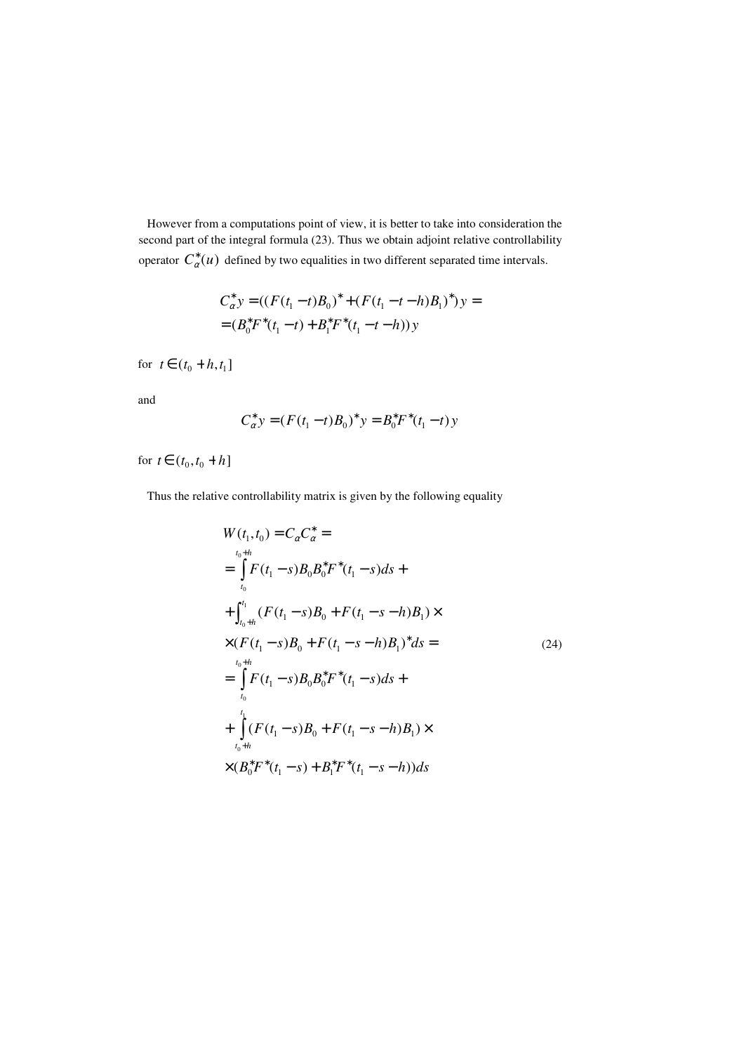However from a computations point of view, it is better to take into consideration the second part of the integral formula (23). Thus we obtain adjoint relative controllability operator $C_{\alpha}^{*}(u)$ defined by two equalities in two different separated time intervals.

$$C_{\alpha}^{*}y = ((F(t_1 - t)B_0)^* + (F(t_1 - t - h)B_1)^*)y =$$
$$= (B_0^* F^*(t_1 - t) + B_1^* F^*(t_1 - t - h))y$$

for $t \in (t_0 + h, t_1]$

and

$$C_{\alpha}^{*}y = (F(t_1 - t)B_0)^* y = B_0^* F^*(t_1 - t)y$$

for $t \in (t_0, t_0 + h]$

Thus the relative controllability matrix is given by the following equality

$$
\begin{aligned}
&W(t_1, t_0) = C_{\alpha} C_{\alpha}^{*} = \\
&= \int_{t_0}^{t_0+h} F(t_1 - s)B_0 B_0^* F^*(t_1 - s)ds + \\
&+ \int_{t_0+h}^{t_1} (F(t_1 - s)B_0 + F(t_1 - s - h)B_1) \times \\
&\times (F(t_1 - s)B_0 + F(t_1 - s - h)B_1)^* ds = \\
&= \int_{t_0}^{t_0+h} F(t_1 - s)B_0 B_0^* F^*(t_1 - s)ds + \\
&+ \int_{t_0+h}^{t_1} (F(t_1 - s)B_0 + F(t_1 - s - h)B_1) \times \\
&\times (B_0^* F^*(t_1 - s) + B_1^* F^*(t_1 - s - h))ds
\end{aligned}
\tag{24}
$$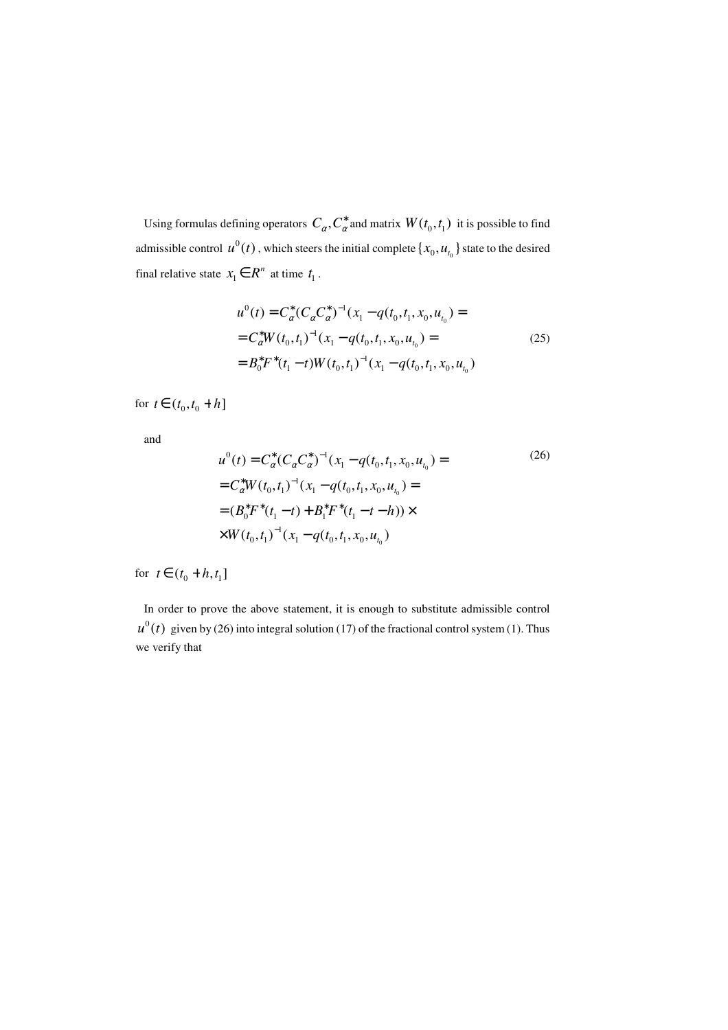Using formulas defining operators $C_\alpha, C_\alpha^*$ and matrix $W(t_0,t_1)$ it is possible to find admissible control $u^0(t)$, which steers the initial complete $\{x_0, u_{t_0}\}$ state to the desired final relative state $x_1 \in R^n$ at time $t_1$.

$$
\begin{aligned}
u^0(t) &= C_\alpha^*(C_\alpha C_\alpha^*)^{-1}(x_1 - q(t_0,t_1,x_0,u_{t_0}) = \\
&= C_\alpha^* W(t_0,t_1)^{-1}(x_1 - q(t_0,t_1,x_0,u_{t_0}) = \\
&= B_0^* F^*(t_1 - t) W(t_0,t_1)^{-1}(x_1 - q(t_0,t_1,x_0,u_{t_0})
\end{aligned}
\tag{25}
$$

for $t \in (t_0, t_0 + h]$

and

$$
\begin{aligned}
u^0(t) &= C_\alpha^*(C_\alpha C_\alpha^*)^{-1}(x_1 - q(t_0,t_1,x_0,u_{t_0}) = \\
&= C_\alpha^* W(t_0,t_1)^{-1}(x_1 - q(t_0,t_1,x_0,u_{t_0}) = \\
&= (B_0^* F^*(t_1 - t) + B_1^* F^*(t_1 - t - h)) \times \\
&\times W(t_0,t_1)^{-1}(x_1 - q(t_0,t_1,x_0,u_{t_0})
\end{aligned}
\tag{26}
$$

for $t \in (t_0 + h, t_1]$

In order to prove the above statement, it is enough to substitute admissible control $u^0(t)$ given by (26) into integral solution (17) of the fractional control system (1). Thus we verify that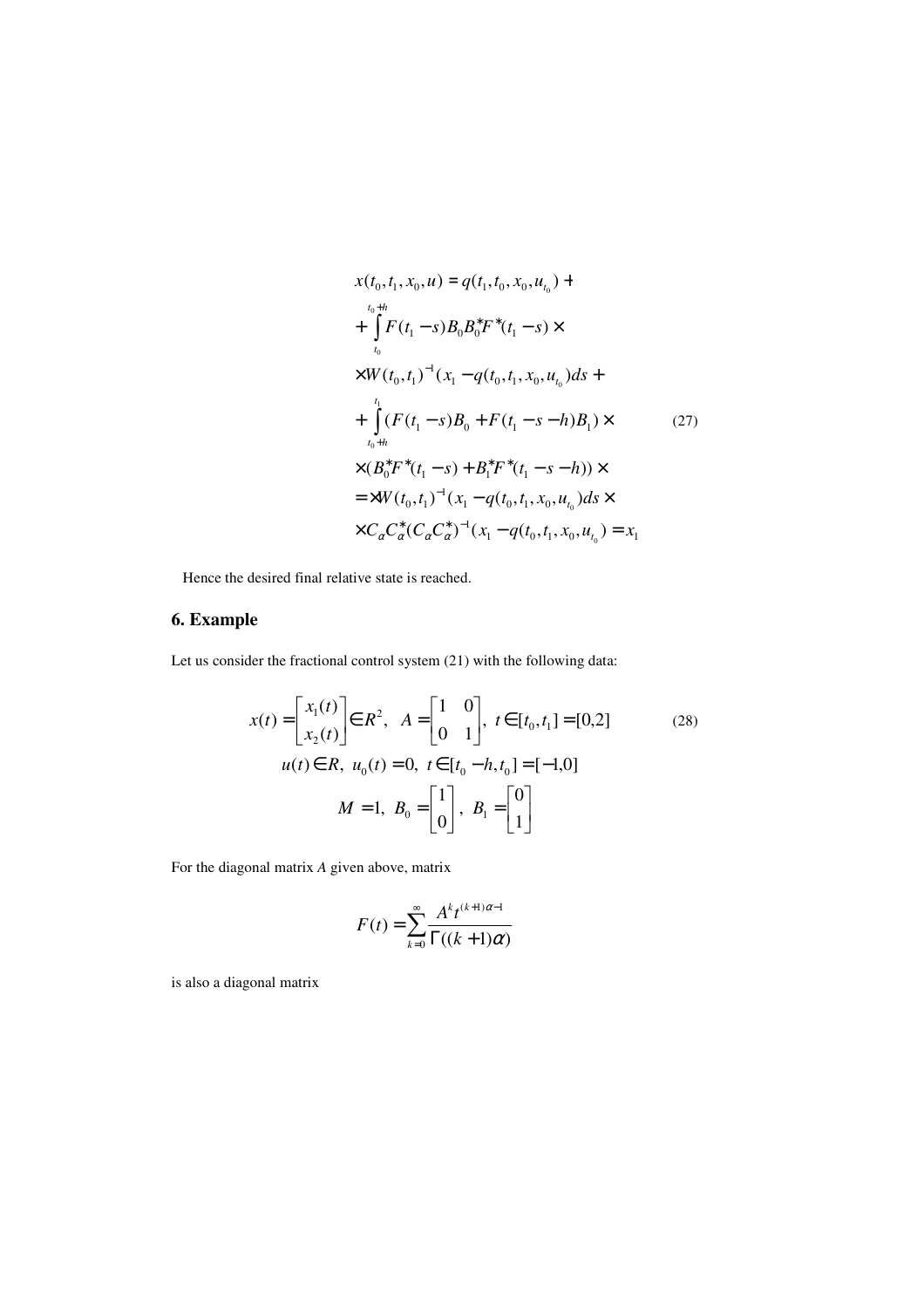$$
\begin{aligned}
&x(t_0, t_1, x_0, u) = q(t_1, t_0, x_0, u_{t_0}) + \\
&+ \int_{t_0}^{t_0+h} F(t_1 - s) B_0 B_0^* F^*(t_1 - s) \times \\
&\times W(t_0, t_1)^{-1} (x_1 - q(t_0, t_1, x_0, u_{t_0}) ds + \\
&+ \int_{t_0+h}^{t_1} (F(t_1 - s) B_0 + F(t_1 - s - h) B_1) \times \qquad (27) \\
&\times (B_0^* F^*(t_1 - s) + B_1^* F^*(t_1 - s - h)) \times \\
&= \times W(t_0, t_1)^{-1} (x_1 - q(t_0, t_1, x_0, u_{t_0}) ds \times \\
&\times C_\alpha C_\alpha^* (C_\alpha C_\alpha^*)^{-1} (x_1 - q(t_0, t_1, x_0, u_{t_0}) = x_1
\end{aligned}
$$

Hence the desired final relative state is reached.

## 6. Example

Let us consider the fractional control system (21) with the following data:

$$
\begin{gathered}
x(t) = \begin{bmatrix} x_1(t) \\ x_2(t) \end{bmatrix} \in R^2, \quad A = \begin{bmatrix} 1 & 0 \\ 0 & 1 \end{bmatrix}, \quad t \in [t_0, t_1] = [0, 2] \qquad (28) \\
u(t) \in R, \; u_0(t) = 0, \; t \in [t_0 - h, t_0] = [-1, 0] \\
M = 1, \; B_0 = \begin{bmatrix} 1 \\ 0 \end{bmatrix}, \; B_1 = \begin{bmatrix} 0 \\ 1 \end{bmatrix}
\end{gathered}
$$

For the diagonal matrix $A$ given above, matrix

$$
F(t) = \sum_{k=0}^{\infty} \frac{A^k t^{(k+1)\alpha - 1}}{\Gamma((k+1)\alpha)}
$$

is also a diagonal matrix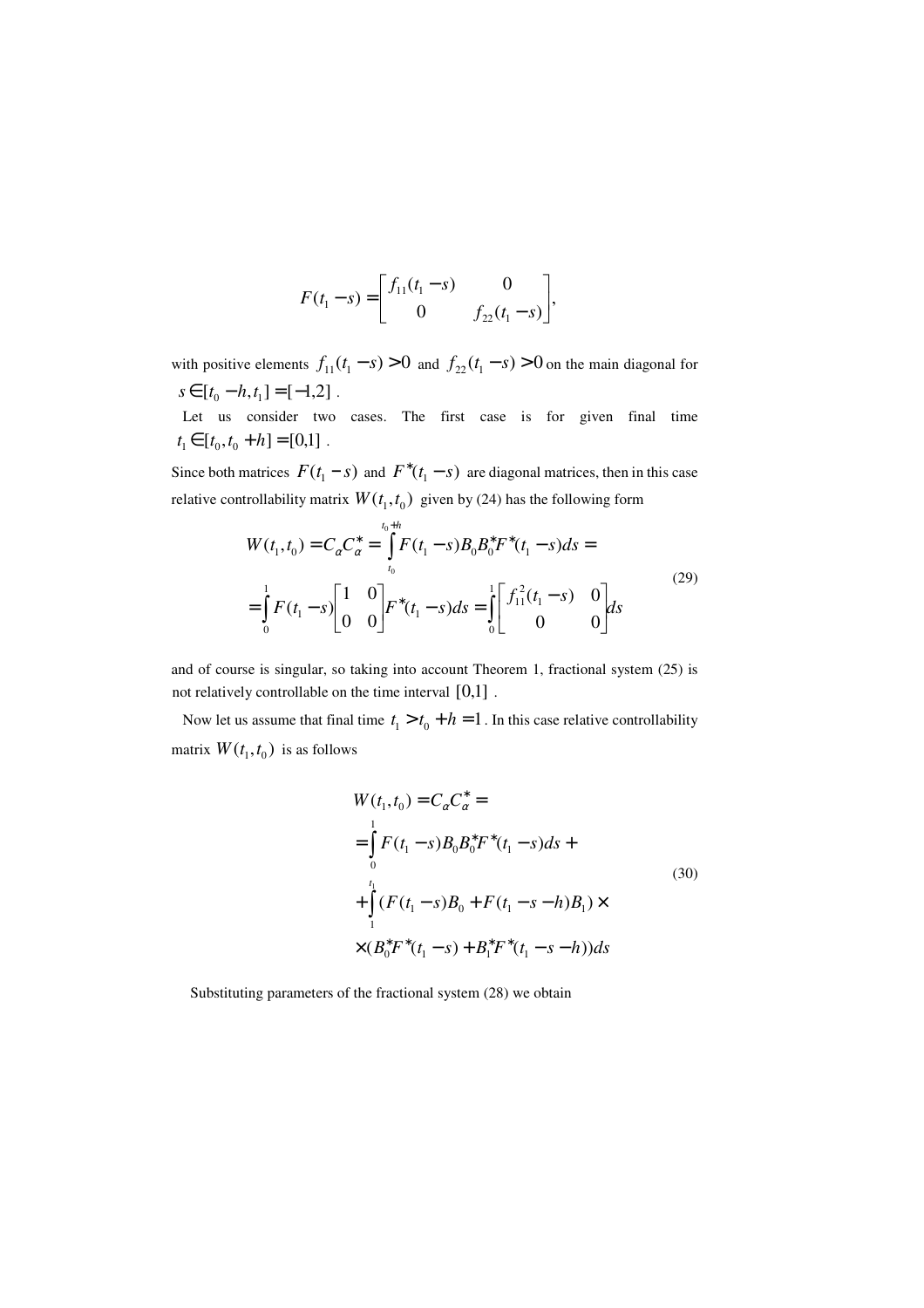$$F(t_1 - s) = \begin{bmatrix} f_{11}(t_1 - s) & 0 \\ 0 & f_{22}(t_1 - s) \end{bmatrix},$$

with positive elements $f_{11}(t_1 - s) > 0$ and $f_{22}(t_1 - s) > 0$ on the main diagonal for $s \in [t_0 - h, t_1] = [-1, 2]$.

Let us consider two cases. The first case is for given final time $t_1 \in [t_0, t_0 + h] = [0,1]$.

Since both matrices $F(t_1 - s)$ and $F^*(t_1 - s)$ are diagonal matrices, then in this case relative controllability matrix $W(t_1, t_0)$ given by (24) has the following form

$$\begin{aligned} W(t_1, t_0) &= C_\alpha C_\alpha^* = \int_{t_0}^{t_0+h} F(t_1 - s) B_0 B_0^* F^*(t_1 - s) ds = \\ &= \int_0^1 F(t_1 - s) \begin{bmatrix} 1 & 0 \\ 0 & 0 \end{bmatrix} F^*(t_1 - s) ds = \int_0^1 \begin{bmatrix} f_{11}^2(t_1 - s) & 0 \\ 0 & 0 \end{bmatrix} ds \end{aligned} \tag{29}$$

and of course is singular, so taking into account Theorem 1, fractional system (25) is not relatively controllable on the time interval $[0,1]$.

Now let us assume that final time $t_1 > t_0 + h = 1$. In this case relative controllability matrix $W(t_1, t_0)$ is as follows

$$\begin{aligned} W(t_1, t_0) &= C_\alpha C_\alpha^* = \\ &= \int_0^1 F(t_1 - s) B_0 B_0^* F^*(t_1 - s) ds + \\ &+ \int_1^{t_1} (F(t_1 - s) B_0 + F(t_1 - s - h) B_1) \times \\ &\times (B_0^* F^*(t_1 - s) + B_1^* F^*(t_1 - s - h)) ds \end{aligned} \tag{30}$$

Substituting parameters of the fractional system (28) we obtain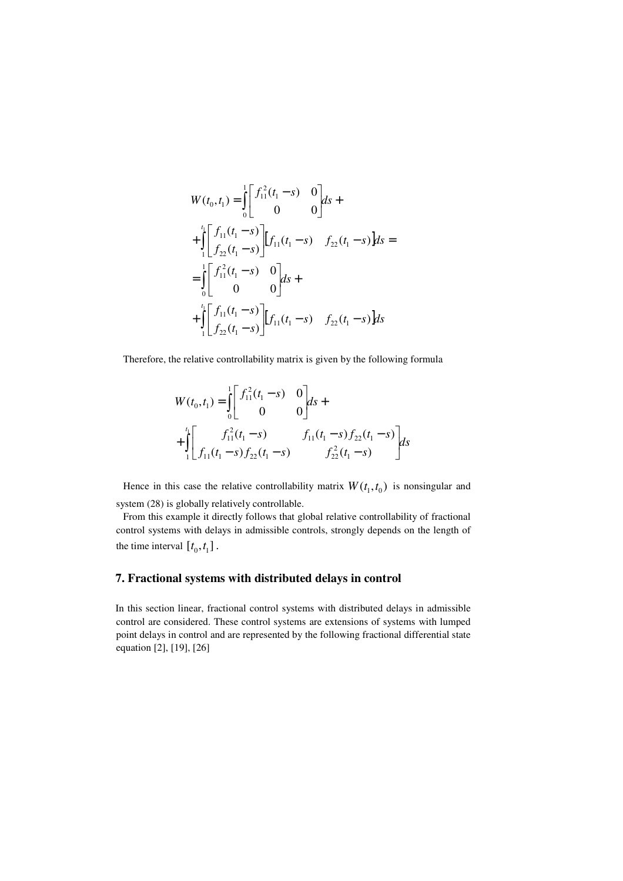$$W(t_0,t_1) = \int_0^1 \begin{bmatrix} f_{11}^2(t_1-s) & 0 \\ 0 & 0 \end{bmatrix} ds +$$

$$+ \int_1^{t_1} \begin{bmatrix} f_{11}(t_1-s) \\ f_{22}(t_1-s) \end{bmatrix} \begin{bmatrix} f_{11}(t_1-s) & f_{22}(t_1-s) \end{bmatrix} ds =$$

$$= \int_0^1 \begin{bmatrix} f_{11}^2(t_1-s) & 0 \\ 0 & 0 \end{bmatrix} ds +$$

$$+ \int_1^{t_1} \begin{bmatrix} f_{11}(t_1-s) \\ f_{22}(t_1-s) \end{bmatrix} \begin{bmatrix} f_{11}(t_1-s) & f_{22}(t_1-s) \end{bmatrix} ds$$

Therefore, the relative controllability matrix is given by the following formula

$$W(t_0,t_1) = \int_0^1 \begin{bmatrix} f_{11}^2(t_1-s) & 0 \\ 0 & 0 \end{bmatrix} ds +$$

$$+ \int_1^{t_1} \begin{bmatrix} f_{11}^2(t_1-s) & f_{11}(t_1-s) f_{22}(t_1-s) \\ f_{11}(t_1-s) f_{22}(t_1-s) & f_{22}^2(t_1-s) \end{bmatrix} ds$$

Hence in this case the relative controllability matrix $W(t_1,t_0)$ is nonsingular and system (28) is globally relatively controllable.

From this example it directly follows that global relative controllability of fractional control systems with delays in admissible controls, strongly depends on the length of the time interval $[t_0,t_1]$.

## 7. Fractional systems with distributed delays in control

In this section linear, fractional control systems with distributed delays in admissible control are considered. These control systems are extensions of systems with lumped point delays in control and are represented by the following fractional differential state equation [2], [19], [26]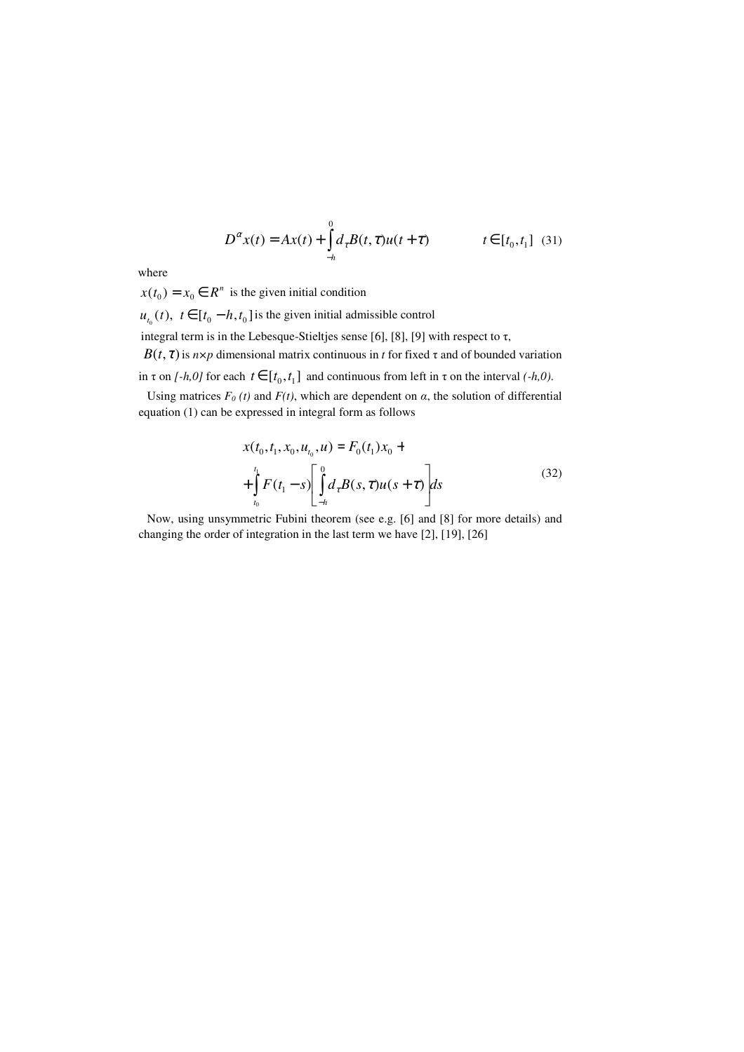$$D^{\alpha}x(t) = Ax(t) + \int_{-h}^{0} d_{\tau}B(t,\tau)u(t+\tau) \qquad t \in [t_0, t_1] \quad (31)$$

where

$x(t_0) = x_0 \in R^n$ is the given initial condition

$u_{t_0}(t),\ t \in [t_0 - h, t_0]$ is the given initial admissible control

integral term is in the Lebesque-Stieltjes sense [6], [8], [9] with respect to τ,

$B(t,\tau)$ is $n \times p$ dimensional matrix continuous in $t$ for fixed τ and of bounded variation in τ on $[-h,0]$ for each $t \in [t_0, t_1]$ and continuous from left in τ on the interval $(-h,0)$.

Using matrices $F_0(t)$ and $F(t)$, which are dependent on $\alpha$, the solution of differential equation (1) can be expressed in integral form as follows

$$x(t_0, t_1, x_0, u_{t_0}, u) = F_0(t_1)x_0 + \\ + \int_{t_0}^{t_1} F(t_1 - s)\left[\int_{-h}^{0} d_{\tau}B(s,\tau)u(s+\tau)\right] ds \tag{32}$$

Now, using unsymmetric Fubini theorem (see e.g. [6] and [8] for more details) and changing the order of integration in the last term we have [2], [19], [26]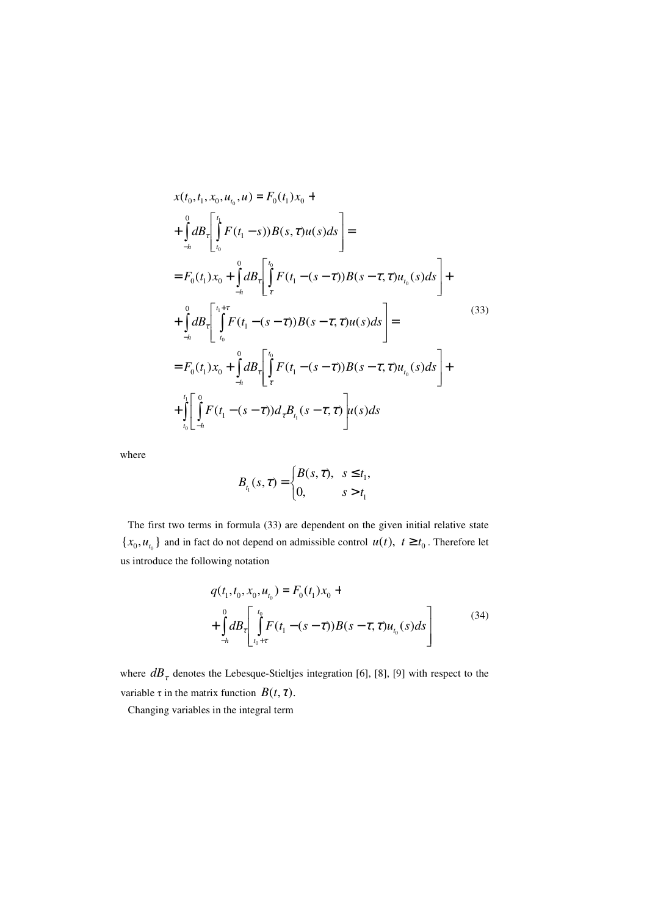$$
\begin{aligned}
& x(t_0, t_1, x_0, u_{t_0}, u) = F_0(t_1)x_0 + \\
& + \int_{-h}^{0} dB_\tau \left[ \int_{t_0}^{t_1} F(t_1 - s)) B(s, \tau) u(s) ds \right] = \\
& = F_0(t_1)x_0 + \int_{-h}^{0} dB_\tau \left[ \int_{\tau}^{t_0} F(t_1 - (s - \tau)) B(s - \tau, \tau) u_{t_0}(s) ds \right] + \\
& + \int_{-h}^{0} dB_\tau \left[ \int_{t_0}^{t_1 + \tau} F(t_1 - (s - \tau)) B(s - \tau, \tau) u(s) ds \right] = \\
& = F_0(t_1)x_0 + \int_{-h}^{0} dB_\tau \left[ \int_{\tau}^{t_0} F(t_1 - (s - \tau)) B(s - \tau, \tau) u_{t_0}(s) ds \right] + \\
& + \int_{t_0}^{t_1} \left[ \int_{-h}^{0} F(t_1 - (s - \tau)) d_\tau B_{t_1}(s - \tau, \tau) \right] u(s) ds
\end{aligned}
\tag{33}
$$

where

$$
B_{t_1}(s, \tau) = \begin{cases} B(s, \tau), & s \le t_1, \\ 0, & s > t_1 \end{cases}
$$

The first two terms in formula (33) are dependent on the given initial relative state $\{x_0, u_{t_0}\}$ and in fact do not depend on admissible control $u(t),\ t \ge t_0$. Therefore let us introduce the following notation

$$
\begin{aligned}
& q(t_1, t_0, x_0, u_{t_0}) = F_0(t_1)x_0 + \\
& + \int_{-h}^{0} dB_\tau \left[ \int_{t_0 + \tau}^{t_0} F(t_1 - (s - \tau)) B(s - \tau, \tau) u_{t_0}(s) ds \right]
\end{aligned}
\tag{34}
$$

where $dB_\tau$ denotes the Lebesque-Stieltjes integration [6], [8], [9] with respect to the variable τ in the matrix function $B(t, \tau)$.

Changing variables in the integral term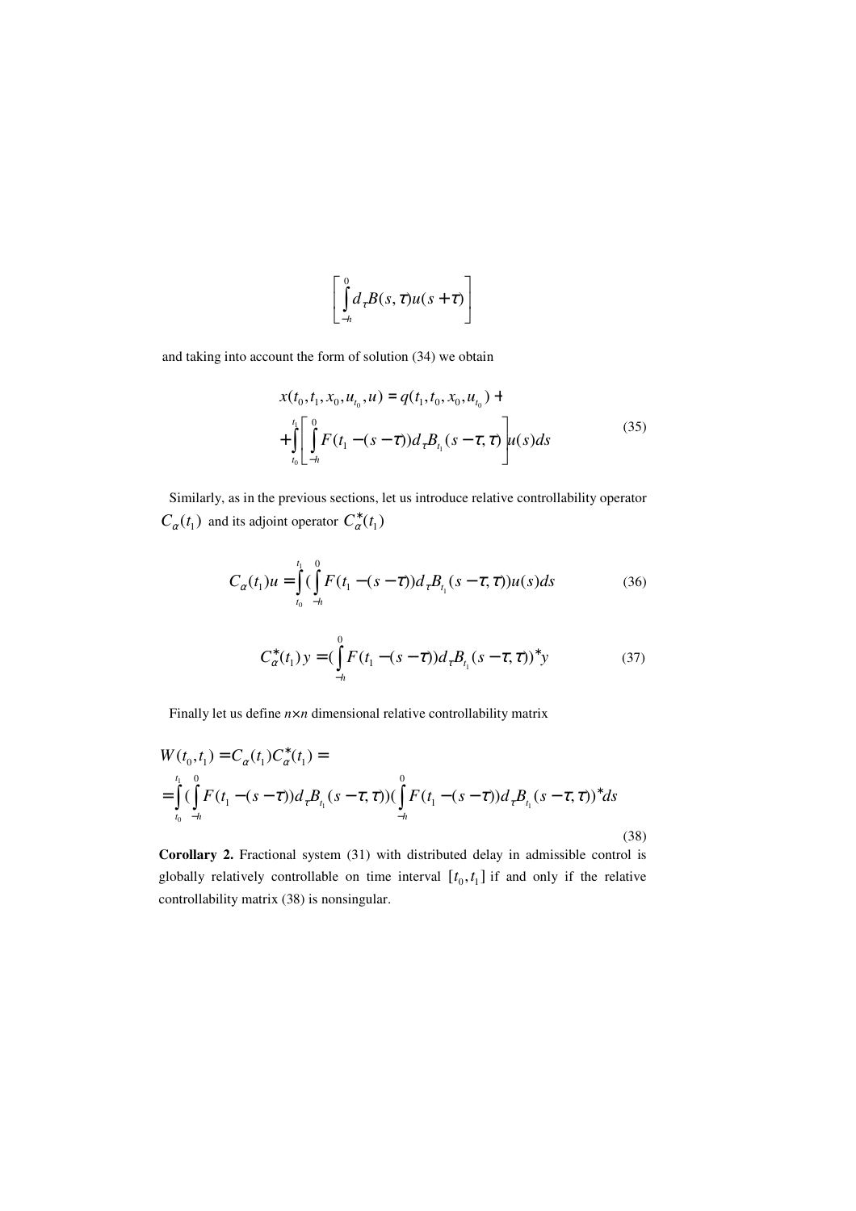$$\left[ \int_{-h}^{0} d_\tau B(s,\tau) u(s+\tau) \right]$$

and taking into account the form of solution (34) we obtain

$$\begin{aligned} x(t_0, t_1, x_0, u_{t_0}, u) &= q(t_1, t_0, x_0, u_{t_0}) + \\ &+ \int_{t_0}^{t_1} \left[ \int_{-h}^{0} F(t_1 - (s-\tau)) d_\tau B_{t_1}(s-\tau, \tau) \right] u(s) ds \end{aligned} \tag{35}$$

Similarly, as in the previous sections, let us introduce relative controllability operator $C_\alpha(t_1)$ and its adjoint operator $C_\alpha^*(t_1)$

$$C_\alpha(t_1) u = \int_{t_0}^{t_1} \left( \int_{-h}^{0} F(t_1 - (s-\tau)) d_\tau B_{t_1}(s-\tau, \tau) \right) u(s) ds \tag{36}$$

$$C_\alpha^*(t_1) y = \left( \int_{-h}^{0} F(t_1 - (s-\tau)) d_\tau B_{t_1}(s-\tau, \tau) \right)^* y \tag{37}$$

Finally let us define $n \times n$ dimensional relative controllability matrix

$$\begin{aligned} W(t_0, t_1) &= C_\alpha(t_1) C_\alpha^*(t_1) = \\ &= \int_{t_0}^{t_1} \left( \int_{-h}^{0} F(t_1 - (s-\tau)) d_\tau B_{t_1}(s-\tau, \tau) \right) \left( \int_{-h}^{0} F(t_1 - (s-\tau)) d_\tau B_{t_1}(s-\tau, \tau) \right)^* ds \end{aligned} \tag{38}$$

**Corollary 2.** Fractional system (31) with distributed delay in admissible control is globally relatively controllable on time interval $[t_0, t_1]$ if and only if the relative controllability matrix (38) is nonsingular.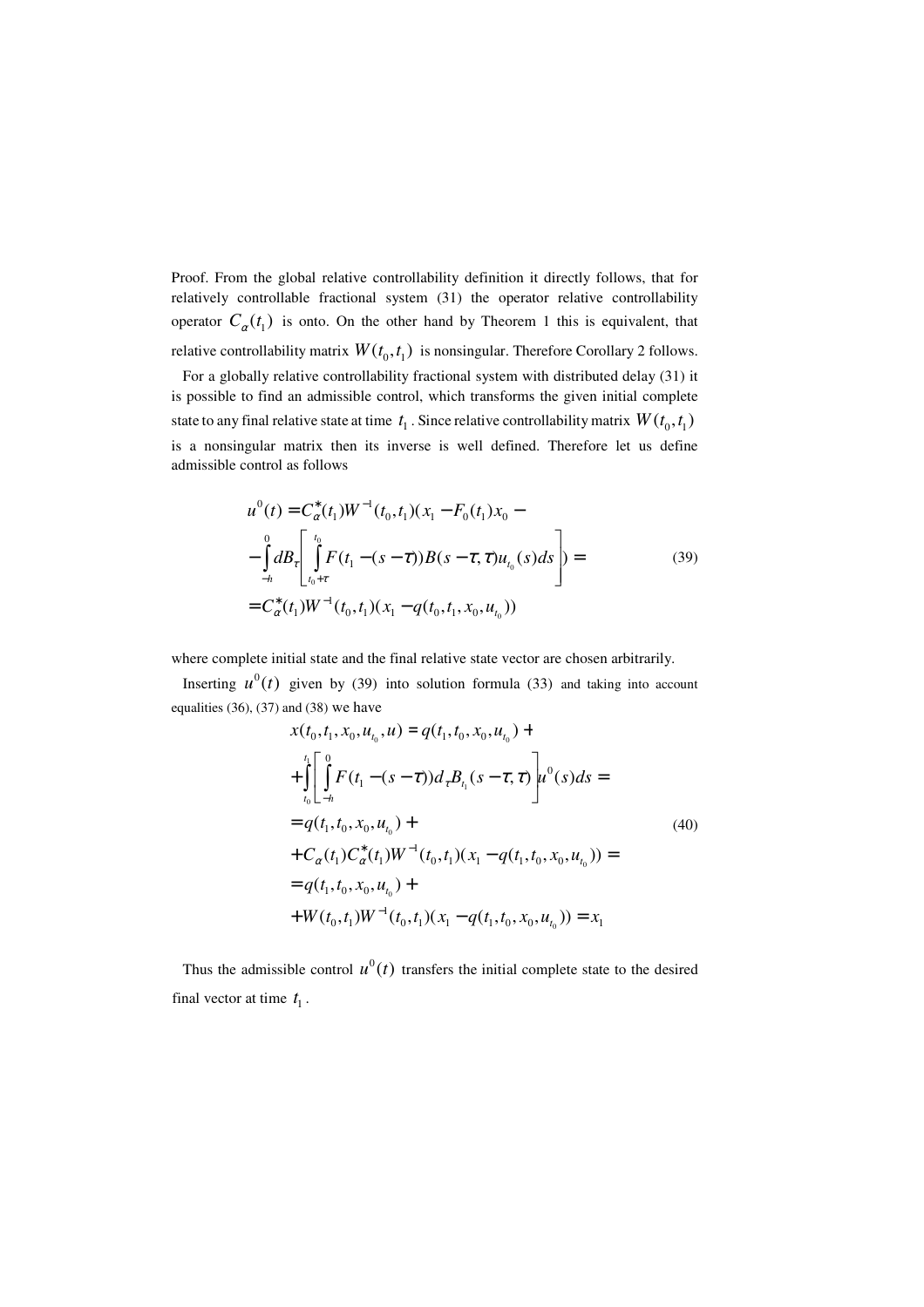Proof. From the global relative controllability definition it directly follows, that for relatively controllable fractional system (31) the operator relative controllability operator $C_\alpha(t_1)$ is onto. On the other hand by Theorem 1 this is equivalent, that relative controllability matrix $W(t_0,t_1)$ is nonsingular. Therefore Corollary 2 follows.

For a globally relative controllability fractional system with distributed delay (31) it is possible to find an admissible control, which transforms the given initial complete state to any final relative state at time $t_1$. Since relative controllability matrix $W(t_0,t_1)$ is a nonsingular matrix then its inverse is well defined. Therefore let us define admissible control as follows

$$
\begin{aligned}
&u^0(t) = C_\alpha^*(t_1)W^{-1}(t_0,t_1)(x_1 - F_0(t_1)x_0 - \\
&-\int_{-h}^{0} dB_\tau \left[ \int_{t_0+\tau}^{t_0} F(t_1-(s-\tau))B(s-\tau,\tau)u_{t_0}(s)ds \right]) = \\
&= C_\alpha^*(t_1)W^{-1}(t_0,t_1)(x_1 - q(t_0,t_1,x_0,u_{t_0}))
\end{aligned} \tag{39}
$$

where complete initial state and the final relative state vector are chosen arbitrarily.

Inserting $u^0(t)$ given by (39) into solution formula (33) and taking into account equalities (36), (37) and (38) we have

$$
\begin{aligned}
&x(t_0,t_1,x_0,u_{t_0},u) = q(t_1,t_0,x_0,u_{t_0}) + \\
&+\int_{t_0}^{t_1} \left[ \int_{-h}^{0} F(t_1-(s-\tau))d_\tau B_{t_1}(s-\tau,\tau) \right] u^0(s)ds = \\
&= q(t_1,t_0,x_0,u_{t_0}) + \\
&+ C_\alpha(t_1)C_\alpha^*(t_1)W^{-1}(t_0,t_1)(x_1 - q(t_1,t_0,x_0,u_{t_0})) = \\
&= q(t_1,t_0,x_0,u_{t_0}) + \\
&+ W(t_0,t_1)W^{-1}(t_0,t_1)(x_1 - q(t_1,t_0,x_0,u_{t_0})) = x_1
\end{aligned} \tag{40}
$$

Thus the admissible control $u^0(t)$ transfers the initial complete state to the desired final vector at time $t_1$.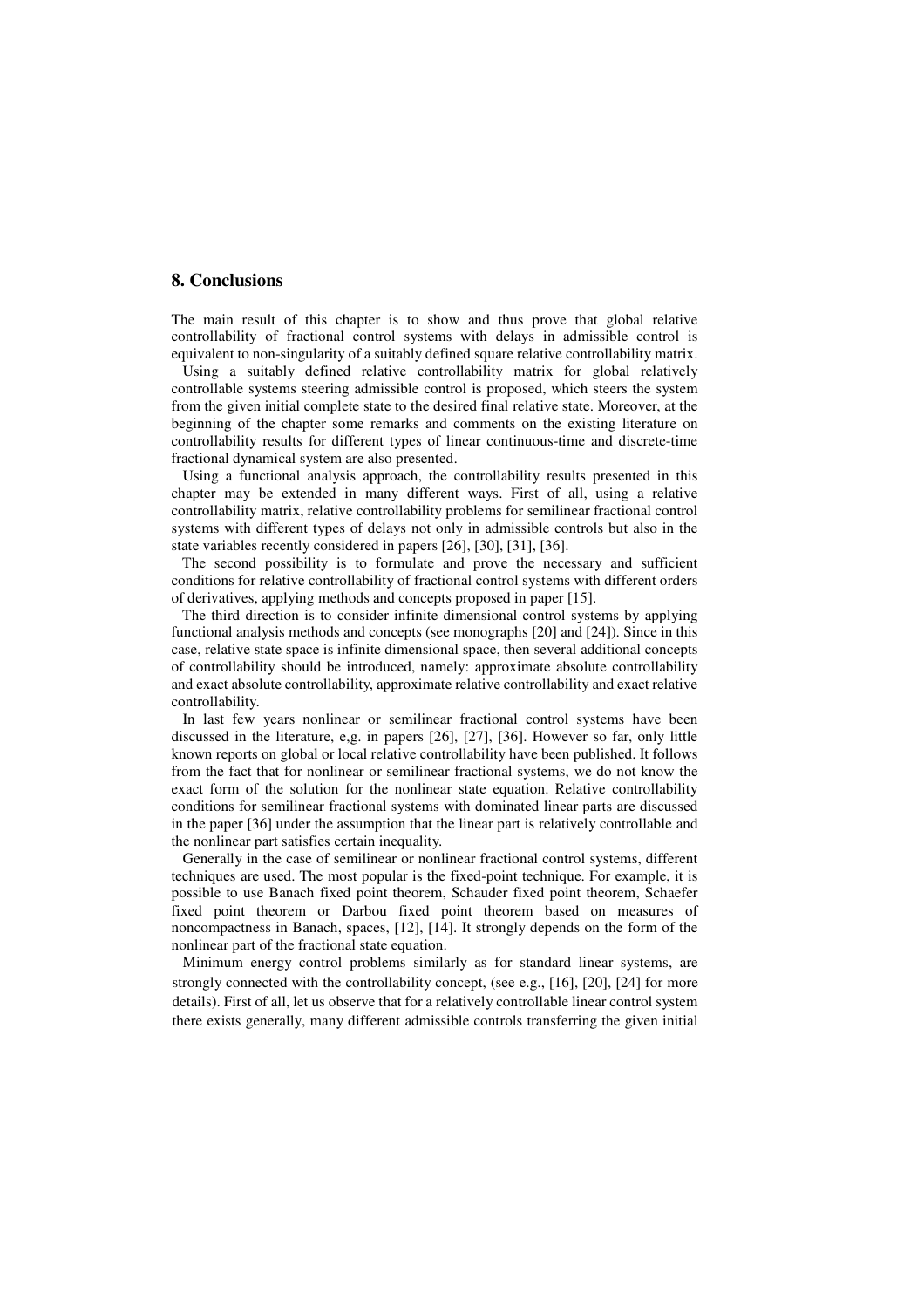## 8. Conclusions

The main result of this chapter is to show and thus prove that global relative controllability of fractional control systems with delays in admissible control is equivalent to non-singularity of a suitably defined square relative controllability matrix.

Using a suitably defined relative controllability matrix for global relatively controllable systems steering admissible control is proposed, which steers the system from the given initial complete state to the desired final relative state. Moreover, at the beginning of the chapter some remarks and comments on the existing literature on controllability results for different types of linear continuous-time and discrete-time fractional dynamical system are also presented.

Using a functional analysis approach, the controllability results presented in this chapter may be extended in many different ways. First of all, using a relative controllability matrix, relative controllability problems for semilinear fractional control systems with different types of delays not only in admissible controls but also in the state variables recently considered in papers [26], [30], [31], [36].

The second possibility is to formulate and prove the necessary and sufficient conditions for relative controllability of fractional control systems with different orders of derivatives, applying methods and concepts proposed in paper [15].

The third direction is to consider infinite dimensional control systems by applying functional analysis methods and concepts (see monographs [20] and [24]). Since in this case, relative state space is infinite dimensional space, then several additional concepts of controllability should be introduced, namely: approximate absolute controllability and exact absolute controllability, approximate relative controllability and exact relative controllability.

In last few years nonlinear or semilinear fractional control systems have been discussed in the literature, e,g. in papers [26], [27], [36]. However so far, only little known reports on global or local relative controllability have been published. It follows from the fact that for nonlinear or semilinear fractional systems, we do not know the exact form of the solution for the nonlinear state equation. Relative controllability conditions for semilinear fractional systems with dominated linear parts are discussed in the paper [36] under the assumption that the linear part is relatively controllable and the nonlinear part satisfies certain inequality.

Generally in the case of semilinear or nonlinear fractional control systems, different techniques are used. The most popular is the fixed-point technique. For example, it is possible to use Banach fixed point theorem, Schauder fixed point theorem, Schaefer fixed point theorem or Darbou fixed point theorem based on measures of noncompactness in Banach, spaces, [12], [14]. It strongly depends on the form of the nonlinear part of the fractional state equation.

Minimum energy control problems similarly as for standard linear systems, are strongly connected with the controllability concept, (see e.g., [16], [20], [24] for more details). First of all, let us observe that for a relatively controllable linear control system there exists generally, many different admissible controls transferring the given initial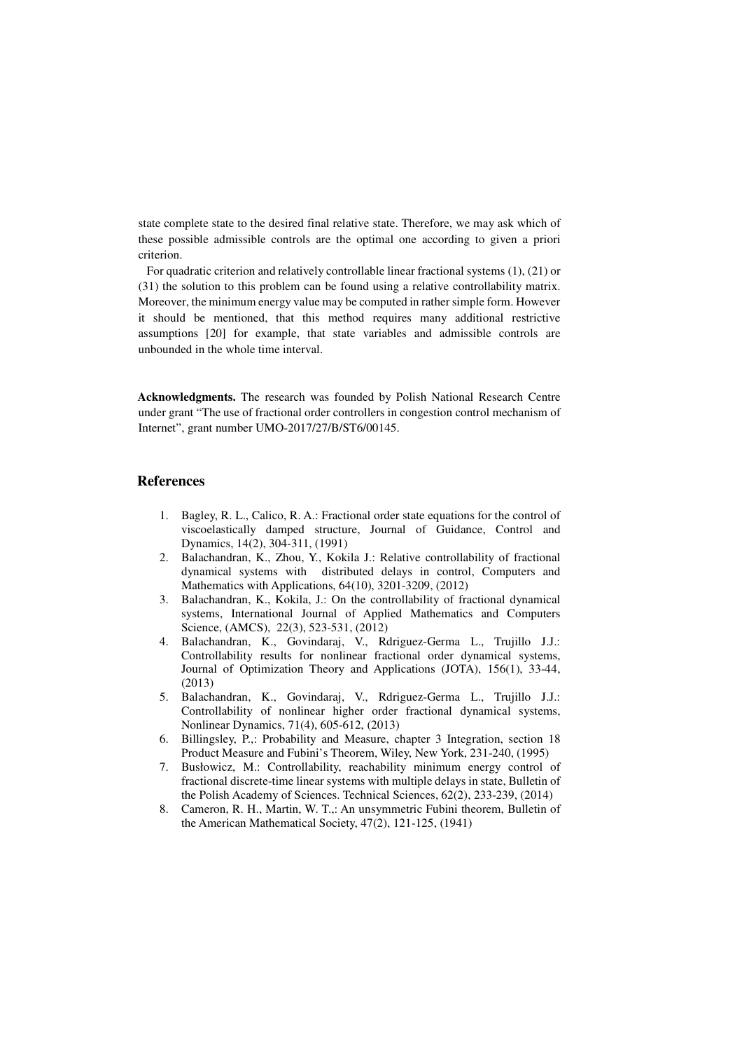state complete state to the desired final relative state. Therefore, we may ask which of these possible admissible controls are the optimal one according to given a priori criterion.

For quadratic criterion and relatively controllable linear fractional systems (1), (21) or (31) the solution to this problem can be found using a relative controllability matrix. Moreover, the minimum energy value may be computed in rather simple form. However it should be mentioned, that this method requires many additional restrictive assumptions [20] for example, that state variables and admissible controls are unbounded in the whole time interval.

**Acknowledgments.** The research was founded by Polish National Research Centre under grant "The use of fractional order controllers in congestion control mechanism of Internet", grant number UMO-2017/27/B/ST6/00145.

## References

1. Bagley, R. L., Calico, R. A.: Fractional order state equations for the control of viscoelastically damped structure, Journal of Guidance, Control and Dynamics, 14(2), 304-311, (1991)
2. Balachandran, K., Zhou, Y., Kokila J.: Relative controllability of fractional dynamical systems with distributed delays in control, Computers and Mathematics with Applications, 64(10), 3201-3209, (2012)
3. Balachandran, K., Kokila, J.: On the controllability of fractional dynamical systems, International Journal of Applied Mathematics and Computers Science, (AMCS), 22(3), 523-531, (2012)
4. Balachandran, K., Govindaraj, V., Rdriguez-Germa L., Trujillo J.J.: Controllability results for nonlinear fractional order dynamical systems, Journal of Optimization Theory and Applications (JOTA), 156(1), 33-44, (2013)
5. Balachandran, K., Govindaraj, V., Rdriguez-Germa L., Trujillo J.J.: Controllability of nonlinear higher order fractional dynamical systems, Nonlinear Dynamics, 71(4), 605-612, (2013)
6. Billingsley, P.,: Probability and Measure, chapter 3 Integration, section 18 Product Measure and Fubini's Theorem, Wiley, New York, 231-240, (1995)
7. Busłowicz, M.: Controllability, reachability minimum energy control of fractional discrete-time linear systems with multiple delays in state, Bulletin of the Polish Academy of Sciences. Technical Sciences, 62(2), 233-239, (2014)
8. Cameron, R. H., Martin, W. T.,: An unsymmetric Fubini theorem, Bulletin of the American Mathematical Society, 47(2), 121-125, (1941)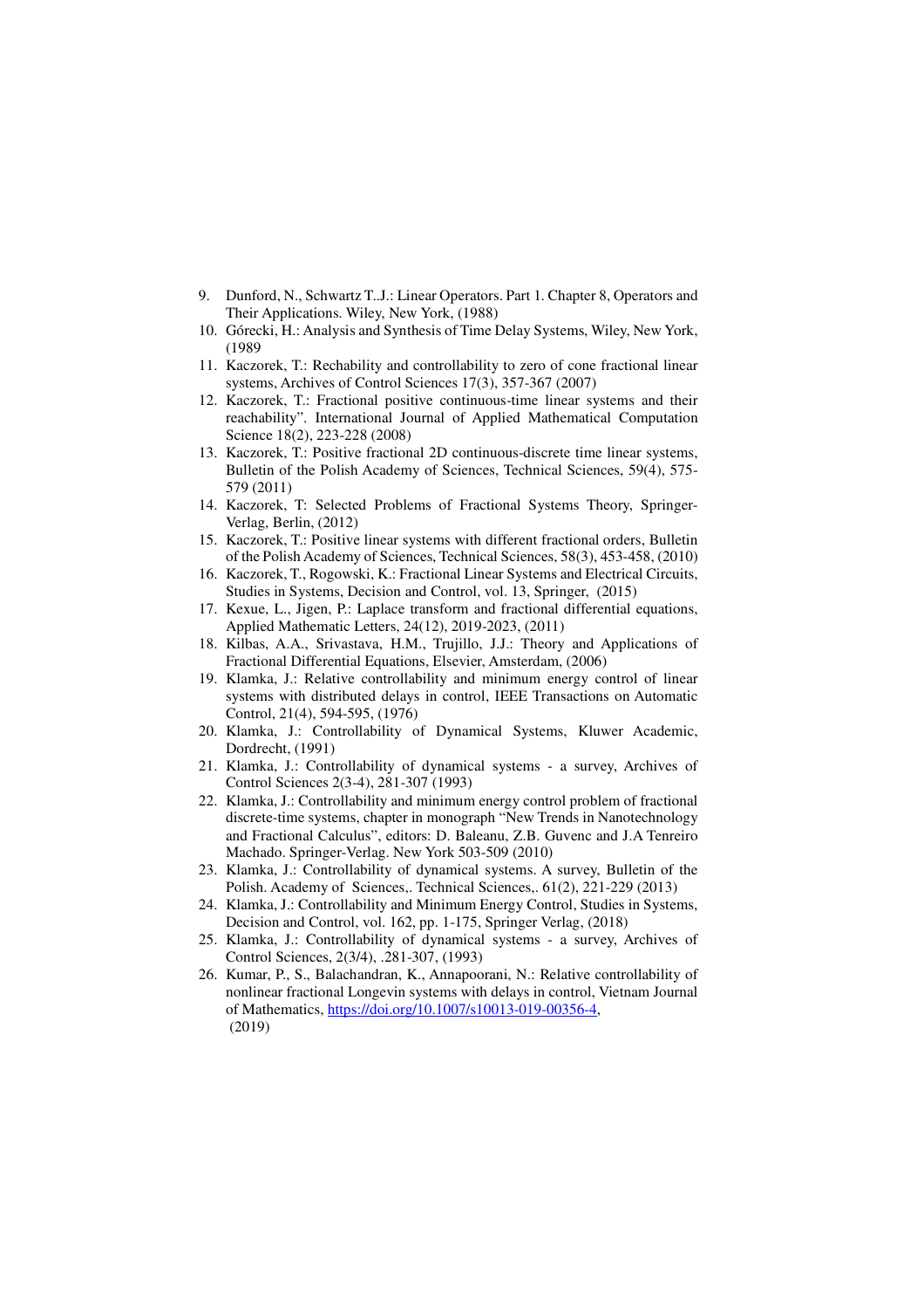9. Dunford, N., Schwartz T..J.: Linear Operators. Part 1. Chapter 8, Operators and Their Applications. Wiley, New York, (1988)
10. Górecki, H.: Analysis and Synthesis of Time Delay Systems, Wiley, New York, (1989
11. Kaczorek, T.: Rechability and controllability to zero of cone fractional linear systems, Archives of Control Sciences 17(3), 357-367 (2007)
12. Kaczorek, T.: Fractional positive continuous-time linear systems and their reachability". International Journal of Applied Mathematical Computation Science 18(2), 223-228 (2008)
13. Kaczorek, T.: Positive fractional 2D continuous-discrete time linear systems, Bulletin of the Polish Academy of Sciences, Technical Sciences, 59(4), 575-579 (2011)
14. Kaczorek, T: Selected Problems of Fractional Systems Theory, Springer-Verlag, Berlin, (2012)
15. Kaczorek, T.: Positive linear systems with different fractional orders, Bulletin of the Polish Academy of Sciences, Technical Sciences, 58(3), 453-458, (2010)
16. Kaczorek, T., Rogowski, K.: Fractional Linear Systems and Electrical Circuits, Studies in Systems, Decision and Control, vol. 13, Springer, (2015)
17. Kexue, L., Jigen, P.: Laplace transform and fractional differential equations, Applied Mathematic Letters, 24(12), 2019-2023, (2011)
18. Kilbas, A.A., Srivastava, H.M., Trujillo, J.J.: Theory and Applications of Fractional Differential Equations, Elsevier, Amsterdam, (2006)
19. Klamka, J.: Relative controllability and minimum energy control of linear systems with distributed delays in control, IEEE Transactions on Automatic Control, 21(4), 594-595, (1976)
20. Klamka, J.: Controllability of Dynamical Systems, Kluwer Academic, Dordrecht, (1991)
21. Klamka, J.: Controllability of dynamical systems - a survey, Archives of Control Sciences 2(3-4), 281-307 (1993)
22. Klamka, J.: Controllability and minimum energy control problem of fractional discrete-time systems, chapter in monograph "New Trends in Nanotechnology and Fractional Calculus", editors: D. Baleanu, Z.B. Guvenc and J.A Tenreiro Machado. Springer-Verlag. New York 503-509 (2010)
23. Klamka, J.: Controllability of dynamical systems. A survey, Bulletin of the Polish. Academy of Sciences,. Technical Sciences,. 61(2), 221-229 (2013)
24. Klamka, J.: Controllability and Minimum Energy Control, Studies in Systems, Decision and Control, vol. 162, pp. 1-175, Springer Verlag, (2018)
25. Klamka, J.: Controllability of dynamical systems - a survey, Archives of Control Sciences, 2(3/4), .281-307, (1993)
26. Kumar, P., S., Balachandran, K., Annapoorani, N.: Relative controllability of nonlinear fractional Longevin systems with delays in control, Vietnam Journal of Mathematics, https://doi.org/10.1007/s10013-019-00356-4, (2019)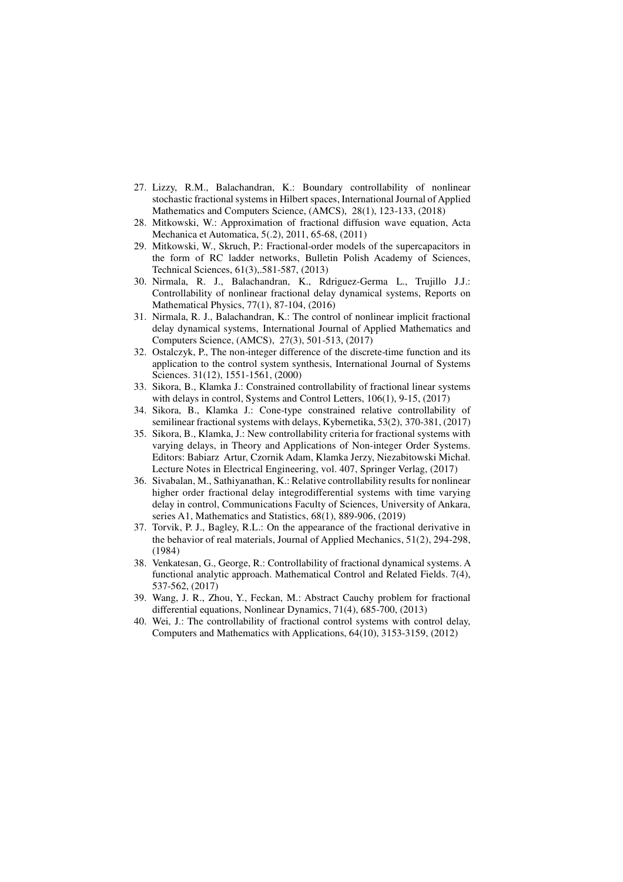27. Lizzy, R.M., Balachandran, K.: Boundary controllability of nonlinear stochastic fractional systems in Hilbert spaces, International Journal of Applied Mathematics and Computers Science, (AMCS), 28(1), 123-133, (2018)
28. Mitkowski, W.: Approximation of fractional diffusion wave equation, Acta Mechanica et Automatica, 5(.2), 2011, 65-68, (2011)
29. Mitkowski, W., Skruch, P.: Fractional-order models of the supercapacitors in the form of RC ladder networks, Bulletin Polish Academy of Sciences, Technical Sciences, 61(3),.581-587, (2013)
30. Nirmala, R. J., Balachandran, K., Rdriguez-Germa L., Trujillo J.J.: Controllability of nonlinear fractional delay dynamical systems, Reports on Mathematical Physics, 77(1), 87-104, (2016)
31. Nirmala, R. J., Balachandran, K.: The control of nonlinear implicit fractional delay dynamical systems, International Journal of Applied Mathematics and Computers Science, (AMCS), 27(3), 501-513, (2017)
32. Ostalczyk, P., The non-integer difference of the discrete-time function and its application to the control system synthesis, International Journal of Systems Sciences. 31(12), 1551-1561, (2000)
33. Sikora, B., Klamka J.: Constrained controllability of fractional linear systems with delays in control, Systems and Control Letters, 106(1), 9-15, (2017)
34. Sikora, B., Klamka J.: Cone-type constrained relative controllability of semilinear fractional systems with delays, Kybernetika, 53(2), 370-381, (2017)
35. Sikora, B., Klamka, J.: New controllability criteria for fractional systems with varying delays, in Theory and Applications of Non-integer Order Systems. Editors: Babiarz Artur, Czornik Adam, Klamka Jerzy, Niezabitowski Michał. Lecture Notes in Electrical Engineering, vol. 407, Springer Verlag, (2017)
36. Sivabalan, M., Sathiyanathan, K.: Relative controllability results for nonlinear higher order fractional delay integrodifferential systems with time varying delay in control, Communications Faculty of Sciences, University of Ankara, series A1, Mathematics and Statistics, 68(1), 889-906, (2019)
37. Torvik, P. J., Bagley, R.L.: On the appearance of the fractional derivative in the behavior of real materials, Journal of Applied Mechanics, 51(2), 294-298, (1984)
38. Venkatesan, G., George, R.: Controllability of fractional dynamical systems. A functional analytic approach. Mathematical Control and Related Fields. 7(4), 537-562, (2017)
39. Wang, J. R., Zhou, Y., Feckan, M.: Abstract Cauchy problem for fractional differential equations, Nonlinear Dynamics, 71(4), 685-700, (2013)
40. Wei, J.: The controllability of fractional control systems with control delay, Computers and Mathematics with Applications, 64(10), 3153-3159, (2012)